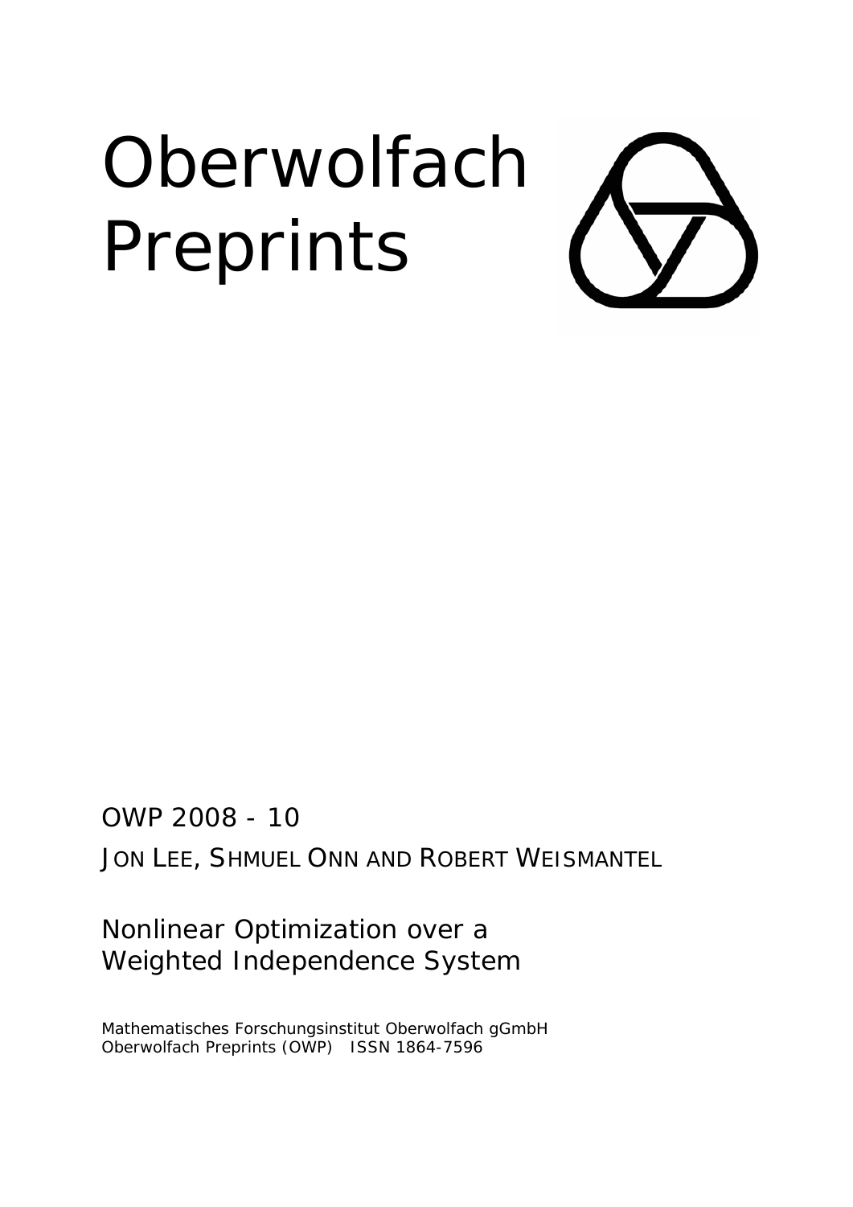# Oberwolfach Preprints

OWP 2008 - 10

JON LEE, SHMUEL ONN AND ROBERT WEISMANTEL

## Nonlinear Optimization over a Weighted Independence System

Mathematisches Forschungsinstitut Oberwolfach gGmbH
Oberwolfach Preprints (OWP) ISSN 1864-7596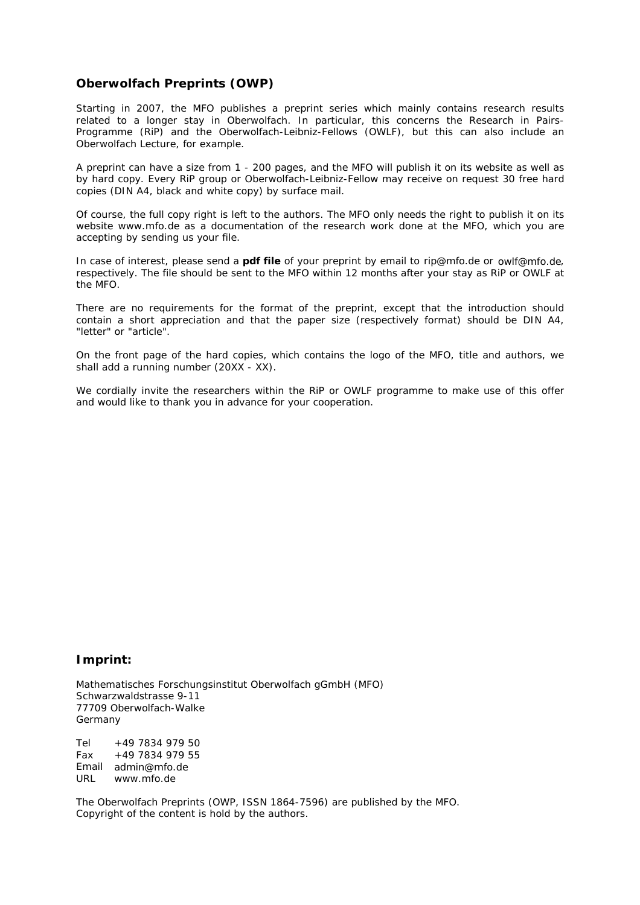## Oberwolfach Preprints (OWP)

Starting in 2007, the MFO publishes a preprint series which mainly contains research results related to a longer stay in Oberwolfach. In particular, this concerns the Research in Pairs-Programme (RiP) and the Oberwolfach-Leibniz-Fellows (OWLF), but this can also include an Oberwolfach Lecture, for example.

A preprint can have a size from 1 - 200 pages, and the MFO will publish it on its website as well as by hard copy. Every RiP group or Oberwolfach-Leibniz-Fellow may receive on request 30 free hard copies (DIN A4, black and white copy) by surface mail.

Of course, the full copy right is left to the authors. The MFO only needs the right to publish it on its website www.mfo.de as a documentation of the research work done at the MFO, which you are accepting by sending us your file.

In case of interest, please send a **pdf file** of your preprint by email to rip@mfo.de or owlf@mfo.de, respectively. The file should be sent to the MFO within 12 months after your stay as RiP or OWLF at the MFO.

There are no requirements for the format of the preprint, except that the introduction should contain a short appreciation and that the paper size (respectively format) should be DIN A4, "letter" or "article".

On the front page of the hard copies, which contains the logo of the MFO, title and authors, we shall add a running number (20XX - XX).

We cordially invite the researchers within the RiP or OWLF programme to make use of this offer and would like to thank you in advance for your cooperation.

## Imprint:

Mathematisches Forschungsinstitut Oberwolfach gGmbH (MFO)
Schwarzwaldstrasse 9-11
77709 Oberwolfach-Walke
Germany

Tel +49 7834 979 50
Fax +49 7834 979 55
Email admin@mfo.de
URL www.mfo.de

The Oberwolfach Preprints (OWP, ISSN 1864-7596) are published by the MFO.
Copyright of the content is hold by the authors.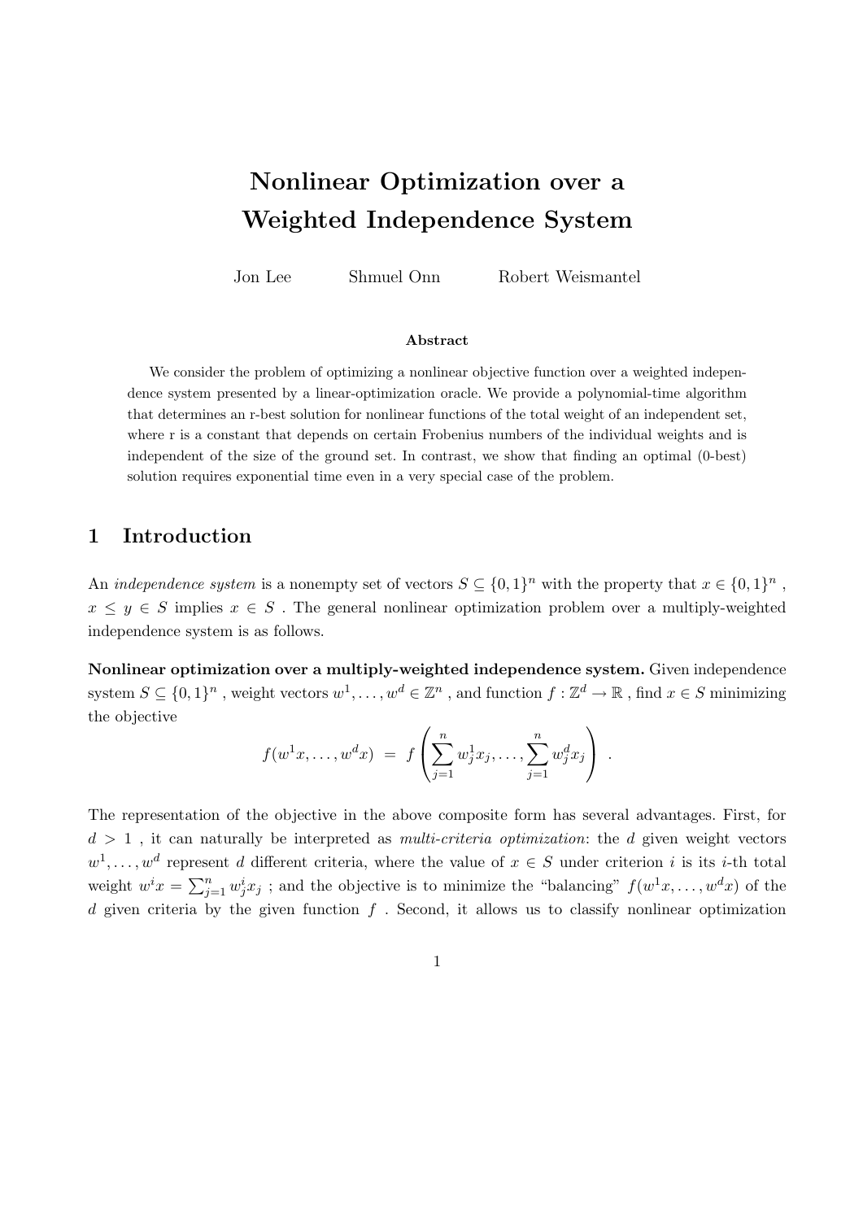# Nonlinear Optimization over a Weighted Independence System

Jon Lee Shmuel Onn Robert Weismantel

**Abstract**

We consider the problem of optimizing a nonlinear objective function over a weighted independence system presented by a linear-optimization oracle. We provide a polynomial-time algorithm that determines an r-best solution for nonlinear functions of the total weight of an independent set, where r is a constant that depends on certain Frobenius numbers of the individual weights and is independent of the size of the ground set. In contrast, we show that finding an optimal (0-best) solution requires exponential time even in a very special case of the problem.

## 1 Introduction

An *independence system* is a nonempty set of vectors $S \subseteq \{0,1\}^n$ with the property that $x \in \{0,1\}^n$ , $x \leq y \in S$ implies $x \in S$ . The general nonlinear optimization problem over a multiply-weighted independence system is as follows.

**Nonlinear optimization over a multiply-weighted independence system.** Given independence system $S \subseteq \{0,1\}^n$ , weight vectors $w^1, \ldots, w^d \in \mathbb{Z}^n$ , and function $f : \mathbb{Z}^d \to \mathbb{R}$ , find $x \in S$ minimizing the objective

$$f(w^1 x, \ldots, w^d x) \;=\; f\left(\sum_{j=1}^{n} w_j^1 x_j, \ldots, \sum_{j=1}^{n} w_j^d x_j\right) \;.$$

The representation of the objective in the above composite form has several advantages. First, for $d > 1$ , it can naturally be interpreted as *multi-criteria optimization*: the $d$ given weight vectors $w^1, \ldots, w^d$ represent $d$ different criteria, where the value of $x \in S$ under criterion $i$ is its $i$-th total weight $w^i x = \sum_{j=1}^{n} w_j^i x_j$ ; and the objective is to minimize the "balancing" $f(w^1 x, \ldots, w^d x)$ of the $d$ given criteria by the given function $f$ . Second, it allows us to classify nonlinear optimization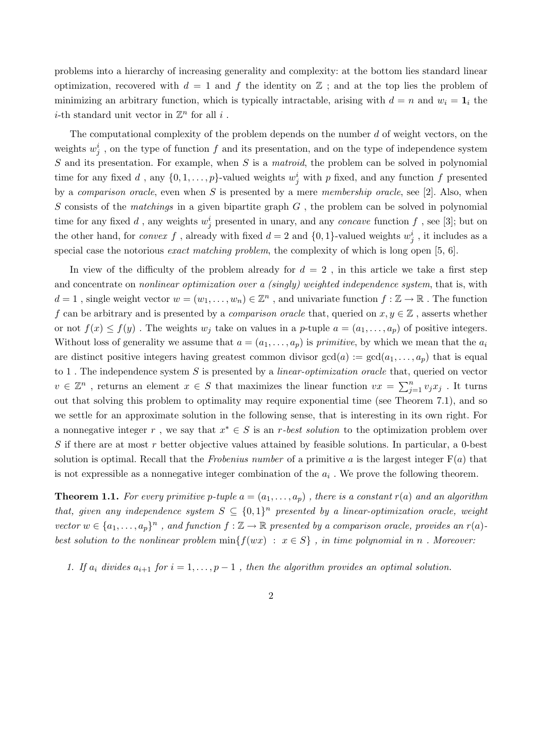problems into a hierarchy of increasing generality and complexity: at the bottom lies standard linear optimization, recovered with $d = 1$ and $f$ the identity on $\mathbb{Z}$ ; and at the top lies the problem of minimizing an arbitrary function, which is typically intractable, arising with $d = n$ and $w_i = \mathbf{1}_i$ the $i$-th standard unit vector in $\mathbb{Z}^n$ for all $i$ .

The computational complexity of the problem depends on the number $d$ of weight vectors, on the weights $w^i_j$ , on the type of function $f$ and its presentation, and on the type of independence system $S$ and its presentation. For example, when $S$ is a *matroid*, the problem can be solved in polynomial time for any fixed $d$ , any $\{0, 1, \ldots, p\}$-valued weights $w^i_j$ with $p$ fixed, and any function $f$ presented by a *comparison oracle*, even when $S$ is presented by a mere *membership oracle*, see [2]. Also, when $S$ consists of the *matchings* in a given bipartite graph $G$ , the problem can be solved in polynomial time for any fixed $d$ , any weights $w^i_j$ presented in unary, and any *concave* function $f$ , see [3]; but on the other hand, for *convex* $f$ , already with fixed $d = 2$ and $\{0, 1\}$-valued weights $w^i_j$ , it includes as a special case the notorious *exact matching problem*, the complexity of which is long open [5, 6].

In view of the difficulty of the problem already for $d = 2$ , in this article we take a first step and concentrate on *nonlinear optimization over a (singly) weighted independence system*, that is, with $d = 1$ , single weight vector $w = (w_1, \ldots, w_n) \in \mathbb{Z}^n$ , and univariate function $f : \mathbb{Z} \to \mathbb{R}$ . The function $f$ can be arbitrary and is presented by a *comparison oracle* that, queried on $x, y \in \mathbb{Z}$ , asserts whether or not $f(x) \leq f(y)$ . The weights $w_j$ take on values in a $p$-tuple $a = (a_1, \ldots, a_p)$ of positive integers. Without loss of generality we assume that $a = (a_1, \ldots, a_p)$ is *primitive*, by which we mean that the $a_i$ are distinct positive integers having greatest common divisor $\gcd(a) := \gcd(a_1, \ldots, a_p)$ that is equal to 1 . The independence system $S$ is presented by a *linear-optimization oracle* that, queried on vector $v \in \mathbb{Z}^n$ , returns an element $x \in S$ that maximizes the linear function $vx = \sum_{j=1}^n v_j x_j$ . It turns out that solving this problem to optimality may require exponential time (see Theorem 7.1), and so we settle for an approximate solution in the following sense, that is interesting in its own right. For a nonnegative integer $r$ , we say that $x^* \in S$ is an *$r$-best solution* to the optimization problem over $S$ if there are at most $r$ better objective values attained by feasible solutions. In particular, a 0-best solution is optimal. Recall that the *Frobenius number* of a primitive $a$ is the largest integer $\mathrm{F}(a)$ that is not expressible as a nonnegative integer combination of the $a_i$ . We prove the following theorem.

**Theorem 1.1.** *For every primitive $p$-tuple $a = (a_1, \ldots, a_p)$ , there is a constant $r(a)$ and an algorithm that, given any independence system $S \subseteq \{0, 1\}^n$ presented by a linear-optimization oracle, weight vector $w \in \{a_1, \ldots, a_p\}^n$ , and function $f : \mathbb{Z} \to \mathbb{R}$ presented by a comparison oracle, provides an $r(a)$-best solution to the nonlinear problem $\min\{f(wx) \ : \ x \in S\}$ , in time polynomial in $n$ . Moreover:*

1. *If $a_i$ divides $a_{i+1}$ for $i = 1, \ldots, p - 1$ , then the algorithm provides an optimal solution.*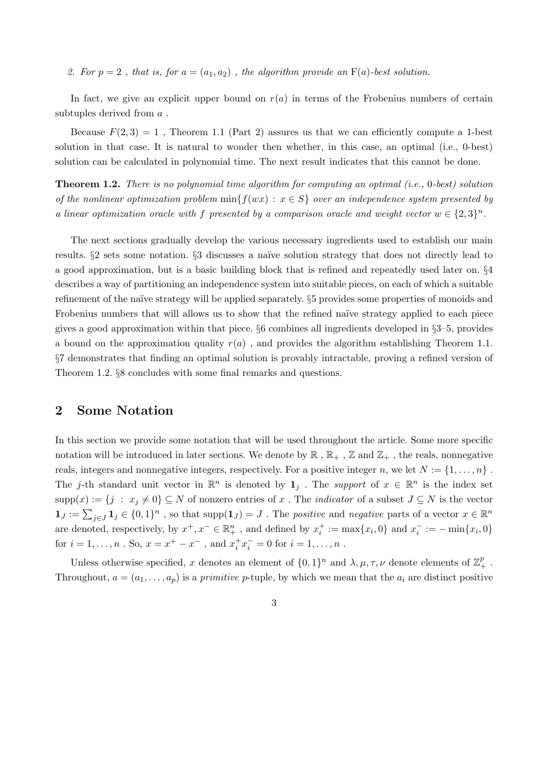2. *For $p = 2$ , that is, for $a = (a_1, a_2)$ , the algorithm provide an* $\mathrm{F}(a)$*-best solution.*

In fact, we give an explicit upper bound on $r(a)$ in terms of the Frobenius numbers of certain subtuples derived from $a$ .

Because $F(2, 3) = 1$ , Theorem 1.1 (Part 2) assures us that we can efficiently compute a 1-best solution in that case. It is natural to wonder then whether, in this case, an optimal (i.e., 0-best) solution can be calculated in polynomial time. The next result indicates that this cannot be done.

**Theorem 1.2.** *There is no polynomial time algorithm for computing an optimal (i.e., 0-best) solution of the nonlinear optimization problem $\min\{f(wx) : x \in S\}$ over an independence system presented by a linear optimization oracle with $f$ presented by a comparison oracle and weight vector $w \in \{2, 3\}^n$.*

The next sections gradually develop the various necessary ingredients used to establish our main results. §2 sets some notation. §3 discusses a naïve solution strategy that does not directly lead to a good approximation, but is a basic building block that is refined and repeatedly used later on. §4 describes a way of partitioning an independence system into suitable pieces, on each of which a suitable refinement of the naïve strategy will be applied separately. §5 provides some properties of monoids and Frobenius numbers that will allows us to show that the refined naïve strategy applied to each piece gives a good approximation within that piece. §6 combines all ingredients developed in §3–5, provides a bound on the approximation quality $r(a)$ , and provides the algorithm establishing Theorem 1.1. §7 demonstrates that finding an optimal solution is provably intractable, proving a refined version of Theorem 1.2. §8 concludes with some final remarks and questions.

## 2 Some Notation

In this section we provide some notation that will be used throughout the article. Some more specific notation will be introduced in later sections. We denote by $\mathbb{R}$ , $\mathbb{R}_+$ , $\mathbb{Z}$ and $\mathbb{Z}_+$ , the reals, nonnegative reals, integers and nonnegative integers, respectively. For a positive integer $n$, we let $N := \{1, \ldots, n\}$ . The $j$-th standard unit vector in $\mathbb{R}^n$ is denoted by $\mathbf{1}_j$ . The *support* of $x \in \mathbb{R}^n$ is the index set $\mathrm{supp}(x) := \{j : x_j \neq 0\} \subseteq N$ of nonzero entries of $x$ . The *indicator* of a subset $J \subseteq N$ is the vector $\mathbf{1}_J := \sum_{j \in J} \mathbf{1}_j \in \{0, 1\}^n$ , so that $\mathrm{supp}(\mathbf{1}_J) = J$ . The *positive* and *negative* parts of a vector $x \in \mathbb{R}^n$ are denoted, respectively, by $x^+, x^- \in \mathbb{R}^n_+$ , and defined by $x^+_i := \max\{x_i, 0\}$ and $x^-_i := -\min\{x_i, 0\}$ for $i = 1, \ldots, n$ . So, $x = x^+ - x^-$ , and $x^+_i x^-_i = 0$ for $i = 1, \ldots, n$ .

Unless otherwise specified, $x$ denotes an element of $\{0, 1\}^n$ and $\lambda, \mu, \tau, \nu$ denote elements of $\mathbb{Z}^p_+$ . Throughout, $a = (a_1, \ldots, a_p)$ is a *primitive* $p$-tuple, by which we mean that the $a_i$ are distinct positive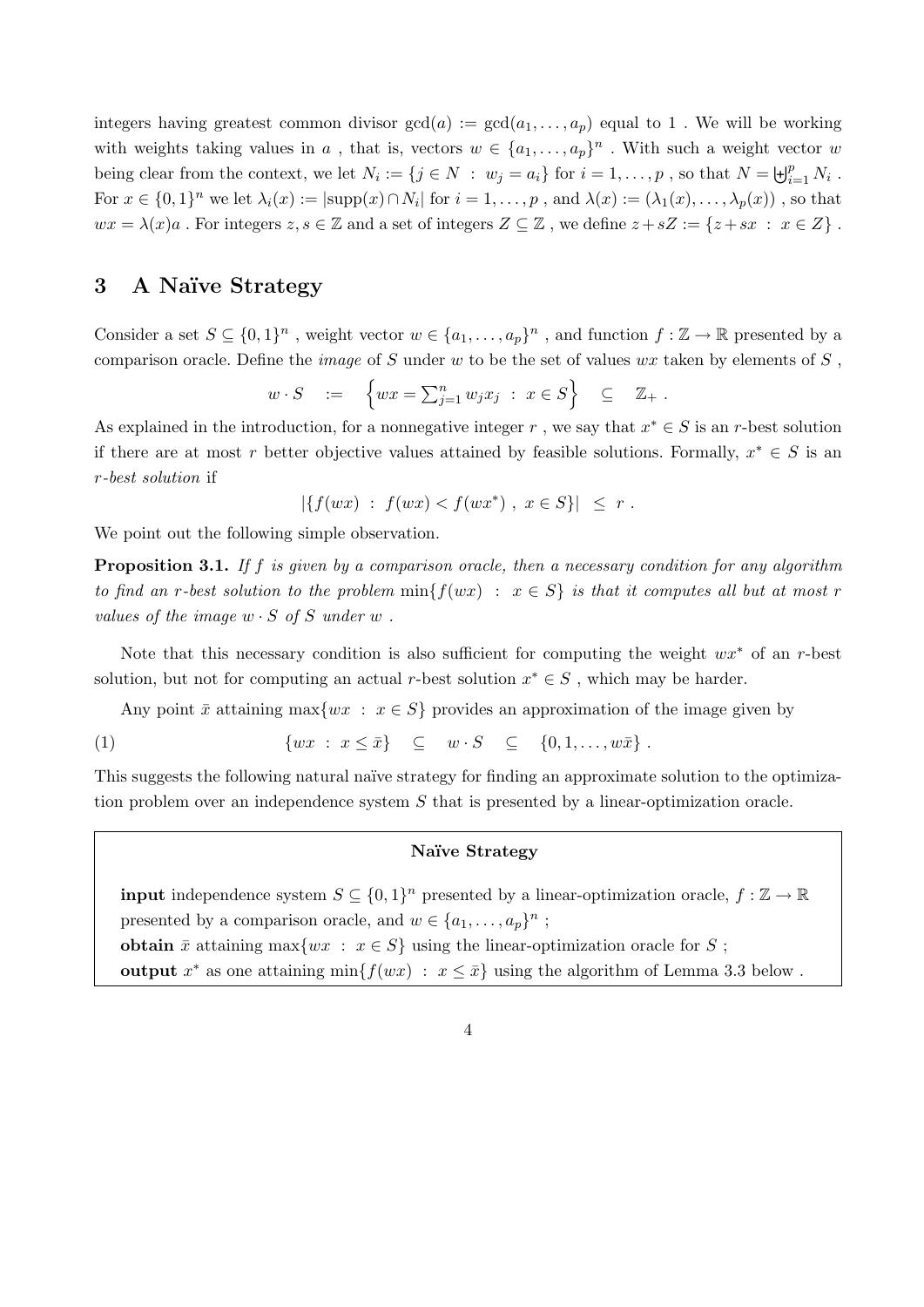integers having greatest common divisor $\gcd(a) := \gcd(a_1, \ldots, a_p)$ equal to 1 . We will be working with weights taking values in $a$ , that is, vectors $w \in \{a_1, \ldots, a_p\}^n$ . With such a weight vector $w$ being clear from the context, we let $N_i := \{j \in N \ : \ w_j = a_i\}$ for $i = 1, \ldots, p$ , so that $N = \biguplus_{i=1}^p N_i$ . For $x \in \{0,1\}^n$ we let $\lambda_i(x) := |\mathrm{supp}(x) \cap N_i|$ for $i = 1, \ldots, p$ , and $\lambda(x) := (\lambda_1(x), \ldots, \lambda_p(x))$ , so that $wx = \lambda(x)a$ . For integers $z, s \in \mathbb{Z}$ and a set of integers $Z \subseteq \mathbb{Z}$ , we define $z + sZ := \{z + sx \ : \ x \in Z\}$ .

## 3 A Naïve Strategy

Consider a set $S \subseteq \{0,1\}^n$ , weight vector $w \in \{a_1, \ldots, a_p\}^n$ , and function $f : \mathbb{Z} \to \mathbb{R}$ presented by a comparison oracle. Define the *image* of $S$ under $w$ to be the set of values $wx$ taken by elements of $S$ ,

$$w \cdot S \quad := \quad \left\{ wx = \textstyle\sum_{j=1}^n w_j x_j \ : \ x \in S \right\} \quad \subseteq \quad \mathbb{Z}_+ \ .$$

As explained in the introduction, for a nonnegative integer $r$ , we say that $x^* \in S$ is an $r$-best solution if there are at most $r$ better objective values attained by feasible solutions. Formally, $x^* \in S$ is an *$r$-best solution* if

$$|\{f(wx) \ : \ f(wx) < f(wx^*) \ , \ x \in S\}| \ \leq \ r \ .$$

We point out the following simple observation.

**Proposition 3.1.** *If $f$ is given by a comparison oracle, then a necessary condition for any algorithm to find an $r$-best solution to the problem $\min\{f(wx) \ : \ x \in S\}$ is that it computes all but at most $r$ values of the image $w \cdot S$ of $S$ under $w$ .*

Note that this necessary condition is also sufficient for computing the weight $wx^*$ of an $r$-best solution, but not for computing an actual $r$-best solution $x^* \in S$ , which may be harder.

Any point $\bar{x}$ attaining $\max\{wx \ : \ x \in S\}$ provides an approximation of the image given by

$$\{wx \ : \ x \leq \bar{x}\} \quad \subseteq \quad w \cdot S \quad \subseteq \quad \{0, 1, \ldots, w\bar{x}\} \ . \tag{1}$$

This suggests the following natural naïve strategy for finding an approximate solution to the optimization problem over an independence system $S$ that is presented by a linear-optimization oracle.

**Naïve Strategy**

**input** independence system $S \subseteq \{0,1\}^n$ presented by a linear-optimization oracle, $f : \mathbb{Z} \to \mathbb{R}$ presented by a comparison oracle, and $w \in \{a_1, \ldots, a_p\}^n$ ;
**obtain** $\bar{x}$ attaining $\max\{wx \ : \ x \in S\}$ using the linear-optimization oracle for $S$ ;
**output** $x^*$ as one attaining $\min\{f(wx) \ : \ x \leq \bar{x}\}$ using the algorithm of Lemma 3.3 below .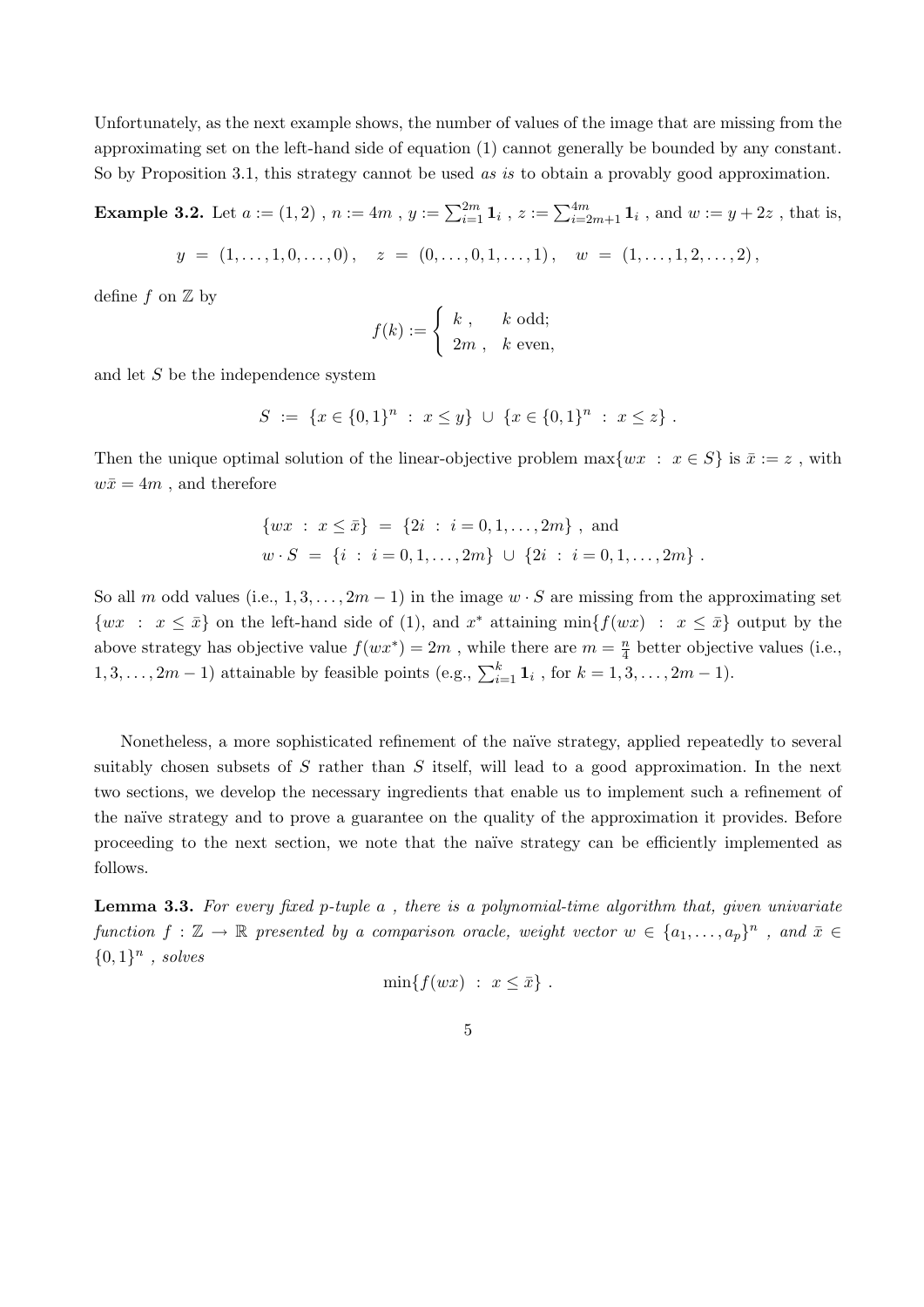Unfortunately, as the next example shows, the number of values of the image that are missing from the approximating set on the left-hand side of equation (1) cannot generally be bounded by any constant. So by Proposition 3.1, this strategy cannot be used *as is* to obtain a provably good approximation.

**Example 3.2.** Let $a := (1,2)$ , $n := 4m$ , $y := \sum_{i=1}^{2m} \mathbf{1}_i$ , $z := \sum_{i=2m+1}^{4m} \mathbf{1}_i$ , and $w := y + 2z$ , that is,

$$y \;=\; (1,\ldots,1,0,\ldots,0)\,, \quad z \;=\; (0,\ldots,0,1,\ldots,1)\,, \quad w \;=\; (1,\ldots,1,2,\ldots,2)\,,$$

define $f$ on $\mathbb{Z}$ by

$$f(k) := \begin{cases} k\,, & k \text{ odd;} \\ 2m\,, & k \text{ even,} \end{cases}$$

and let $S$ be the independence system

$$S \;:=\; \{x \in \{0,1\}^n \;:\; x \leq y\} \;\cup\; \{x \in \{0,1\}^n \;:\; x \leq z\}\,.$$

Then the unique optimal solution of the linear-objective problem $\max\{wx \;:\; x \in S\}$ is $\bar{x} := z$ , with $w\bar{x} = 4m$ , and therefore

$$\begin{aligned} \{wx \;:\; x \leq \bar{x}\} \;&=\; \{2i \;:\; i = 0,1,\ldots,2m\}\,, \text{ and} \\ w \cdot S \;&=\; \{i \;:\; i = 0,1,\ldots,2m\} \;\cup\; \{2i \;:\; i = 0,1,\ldots,2m\}\,. \end{aligned}$$

So all $m$ odd values (i.e., $1,3,\ldots,2m-1$) in the image $w \cdot S$ are missing from the approximating set $\{wx \;:\; x \leq \bar{x}\}$ on the left-hand side of (1), and $x^*$ attaining $\min\{f(wx) \;:\; x \leq \bar{x}\}$ output by the above strategy has objective value $f(wx^*) = 2m$ , while there are $m = \frac{n}{4}$ better objective values (i.e., $1,3,\ldots,2m-1$) attainable by feasible points (e.g., $\sum_{i=1}^{k} \mathbf{1}_i$ , for $k = 1,3,\ldots,2m-1$).

Nonetheless, a more sophisticated refinement of the naïve strategy, applied repeatedly to several suitably chosen subsets of $S$ rather than $S$ itself, will lead to a good approximation. In the next two sections, we develop the necessary ingredients that enable us to implement such a refinement of the naïve strategy and to prove a guarantee on the quality of the approximation it provides. Before proceeding to the next section, we note that the naïve strategy can be efficiently implemented as follows.

**Lemma 3.3.** *For every fixed p-tuple $a$ , there is a polynomial-time algorithm that, given univariate function $f : \mathbb{Z} \to \mathbb{R}$ presented by a comparison oracle, weight vector $w \in \{a_1,\ldots,a_p\}^n$ , and $\bar{x} \in \{0,1\}^n$ , solves*

$$\min\{f(wx) \;:\; x \leq \bar{x}\}\,.$$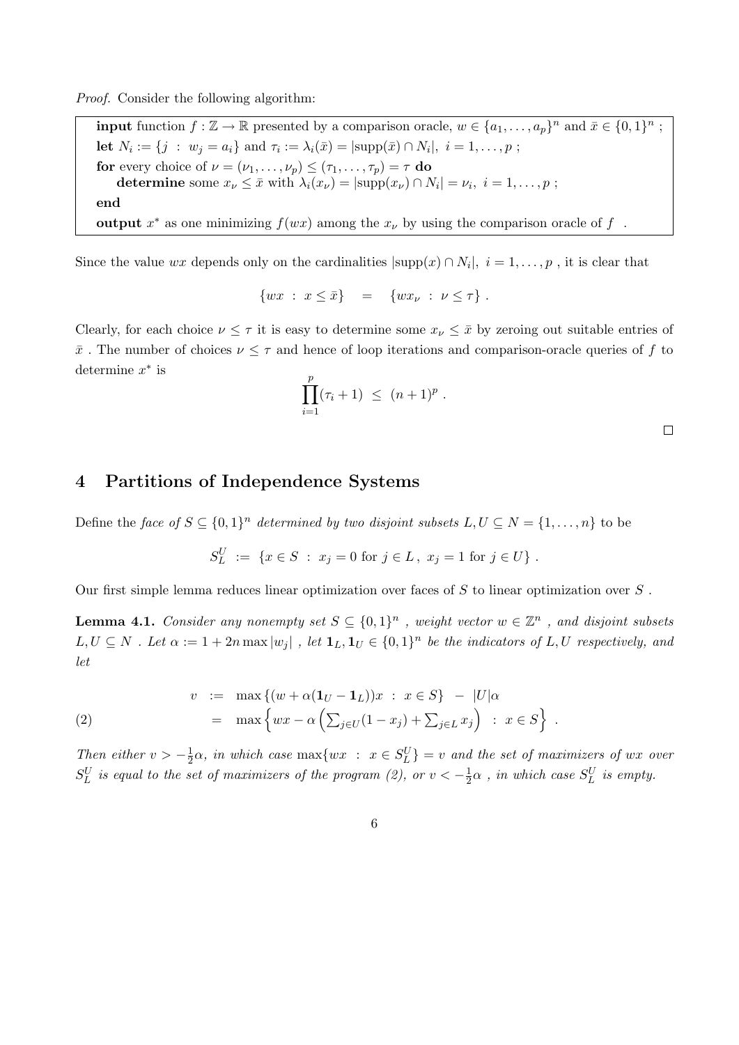*Proof.* Consider the following algorithm:

> **input** function $f : \mathbb{Z} \to \mathbb{R}$ presented by a comparison oracle, $w \in \{a_1, \ldots, a_p\}^n$ and $\bar{x} \in \{0,1\}^n$ ;
> **let** $N_i := \{j \ : \ w_j = a_i\}$ and $\tau_i := \lambda_i(\bar{x}) = |\text{supp}(\bar{x}) \cap N_i|, \ i = 1, \ldots, p$ ;
> **for** every choice of $\nu = (\nu_1, \ldots, \nu_p) \leq (\tau_1, \ldots, \tau_p) = \tau$ **do**
>     **determine** some $x_\nu \leq \bar{x}$ with $\lambda_i(x_\nu) = |\text{supp}(x_\nu) \cap N_i| = \nu_i, \ i = 1, \ldots, p$ ;
> **end**
> **output** $x^*$ as one minimizing $f(wx)$ among the $x_\nu$ by using the comparison oracle of $f$ .

Since the value $wx$ depends only on the cardinalities $|\text{supp}(x) \cap N_i|, \ i = 1, \ldots, p$ , it is clear that

$$\{wx \ : \ x \leq \bar{x}\} \quad = \quad \{wx_\nu \ : \ \nu \leq \tau\} \ .$$

Clearly, for each choice $\nu \leq \tau$ it is easy to determine some $x_\nu \leq \bar{x}$ by zeroing out suitable entries of $\bar{x}$ . The number of choices $\nu \leq \tau$ and hence of loop iterations and comparison-oracle queries of $f$ to determine $x^*$ is

$$\prod_{i=1}^{p}(\tau_i + 1) \ \leq \ (n+1)^p \ .$$

□

## 4 Partitions of Independence Systems

Define the *face of $S \subseteq \{0,1\}^n$ determined by two disjoint subsets $L, U \subseteq N = \{1, \ldots, n\}$* to be

$$S_L^U \ := \ \{x \in S \ : \ x_j = 0 \text{ for } j \in L \,, \ x_j = 1 \text{ for } j \in U\} \ .$$

Our first simple lemma reduces linear optimization over faces of $S$ to linear optimization over $S$ .

**Lemma 4.1.** *Consider any nonempty set $S \subseteq \{0,1\}^n$ , weight vector $w \in \mathbb{Z}^n$ , and disjoint subsets $L, U \subseteq N$ . Let $\alpha := 1 + 2n \max |w_j|$ , let $\mathbf{1}_L, \mathbf{1}_U \in \{0,1\}^n$ be the indicators of $L, U$ respectively, and let*

$$\begin{aligned} v \ &:= \ \max\left\{(w + \alpha(\mathbf{1}_U - \mathbf{1}_L))x \ : \ x \in S\right\} \ - \ |U|\alpha \\ &= \ \max\left\{wx - \alpha\left(\textstyle\sum_{j \in U}(1 - x_j) + \sum_{j \in L} x_j\right) \ : \ x \in S\right\} \ . \end{aligned} \tag{2}$$

*Then either $v > -\frac{1}{2}\alpha$, in which case $\max\{wx \ : \ x \in S_L^U\} = v$ and the set of maximizers of $wx$ over $S_L^U$ is equal to the set of maximizers of the program (2), or $v < -\frac{1}{2}\alpha$ , in which case $S_L^U$ is empty.*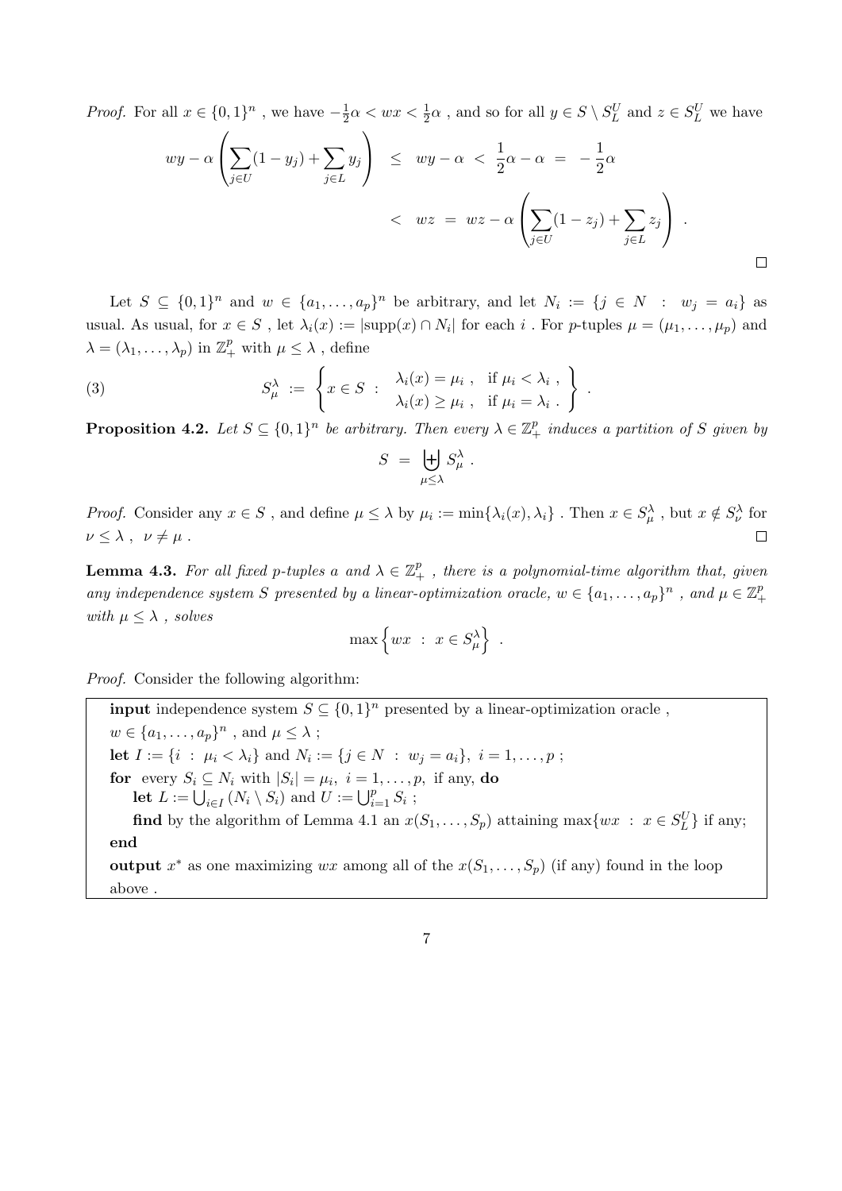*Proof.* For all $x \in \{0,1\}^n$ , we have $-\frac{1}{2}\alpha < wx < \frac{1}{2}\alpha$ , and so for all $y \in S \setminus S_L^U$ and $z \in S_L^U$ we have

$$
\begin{aligned}
wy - \alpha \left( \sum_{j \in U} (1 - y_j) + \sum_{j \in L} y_j \right) \;&\leq\; wy - \alpha \;<\; \frac{1}{2}\alpha - \alpha \;=\; -\frac{1}{2}\alpha \\
&<\; wz \;=\; wz - \alpha \left( \sum_{j \in U} (1 - z_j) + \sum_{j \in L} z_j \right) \;.
\end{aligned}
$$

□

Let $S \subseteq \{0,1\}^n$ and $w \in \{a_1, \ldots, a_p\}^n$ be arbitrary, and let $N_i := \{j \in N \;:\; w_j = a_i\}$ as usual. As usual, for $x \in S$ , let $\lambda_i(x) := |\mathrm{supp}(x) \cap N_i|$ for each $i$ . For $p$-tuples $\mu = (\mu_1, \ldots, \mu_p)$ and $\lambda = (\lambda_1, \ldots, \lambda_p)$ in $\mathbb{Z}_+^p$ with $\mu \leq \lambda$ , define

$$
S_\mu^\lambda \;:=\; \left\{ x \in S \;:\; \begin{array}{ll} \lambda_i(x) = \mu_i \;, & \text{if } \mu_i < \lambda_i \;, \\ \lambda_i(x) \geq \mu_i \;, & \text{if } \mu_i = \lambda_i \;. \end{array} \right\} \;. \tag{3}
$$

**Proposition 4.2.** *Let $S \subseteq \{0,1\}^n$ be arbitrary. Then every $\lambda \in \mathbb{Z}_+^p$ induces a partition of $S$ given by*

$$
S \;=\; \biguplus_{\mu \leq \lambda} S_\mu^\lambda \;.
$$

*Proof.* Consider any $x \in S$ , and define $\mu \leq \lambda$ by $\mu_i := \min\{\lambda_i(x), \lambda_i\}$ . Then $x \in S_\mu^\lambda$ , but $x \notin S_\nu^\lambda$ for $\nu \leq \lambda \;,\; \nu \neq \mu$ . □

**Lemma 4.3.** *For all fixed $p$-tuples $a$ and $\lambda \in \mathbb{Z}_+^p$ , there is a polynomial-time algorithm that, given any independence system $S$ presented by a linear-optimization oracle, $w \in \{a_1, \ldots, a_p\}^n$ , and $\mu \in \mathbb{Z}_+^p$ with $\mu \leq \lambda$ , solves*

$$
\max\left\{ wx \;:\; x \in S_\mu^\lambda \right\} \;.
$$

*Proof.* Consider the following algorithm:

> **input** independence system $S \subseteq \{0,1\}^n$ presented by a linear-optimization oracle , $w \in \{a_1, \ldots, a_p\}^n$ , and $\mu \leq \lambda$ ;
> **let** $I := \{i \;:\; \mu_i < \lambda_i\}$ and $N_i := \{j \in N \;:\; w_j = a_i\},\; i = 1, \ldots, p$ ;
> **for** every $S_i \subseteq N_i$ with $|S_i| = \mu_i,\; i = 1, \ldots, p,$ if any, **do**
>   **let** $L := \bigcup_{i \in I} (N_i \setminus S_i)$ and $U := \bigcup_{i=1}^p S_i$ ;
>   **find** by the algorithm of Lemma 4.1 an $x(S_1, \ldots, S_p)$ attaining $\max\{wx \;:\; x \in S_L^U\}$ if any;
> **end**
> **output** $x^*$ as one maximizing $wx$ among all of the $x(S_1, \ldots, S_p)$ (if any) found in the loop above .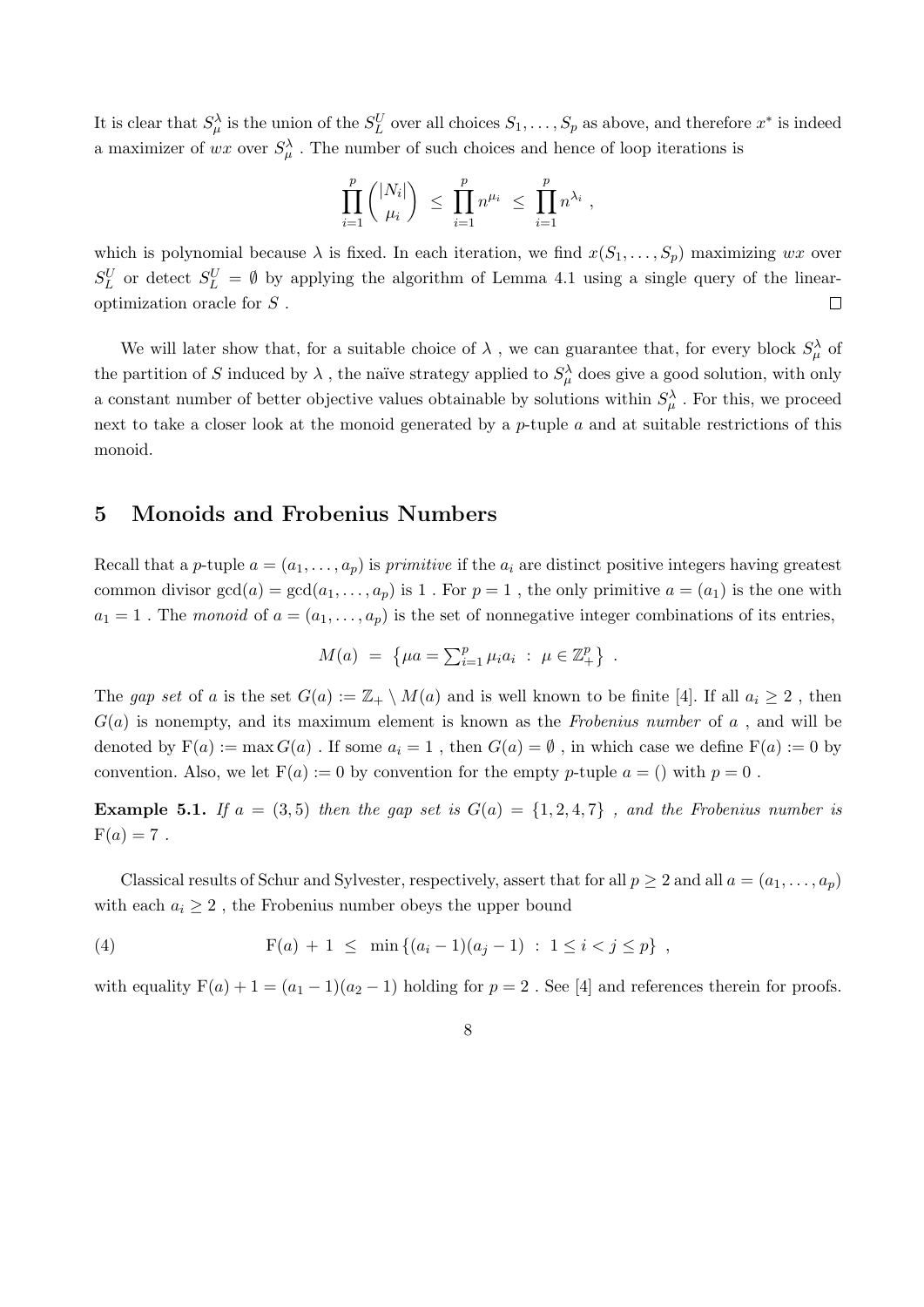It is clear that $S^\lambda_\mu$ is the union of the $S^U_L$ over all choices $S_1,\ldots,S_p$ as above, and therefore $x^*$ is indeed a maximizer of $wx$ over $S^\lambda_\mu$ . The number of such choices and hence of loop iterations is

$$\prod_{i=1}^p \binom{|N_i|}{\mu_i} \ \leq\ \prod_{i=1}^p n^{\mu_i} \ \leq\ \prod_{i=1}^p n^{\lambda_i}\ ,$$

which is polynomial because $\lambda$ is fixed. In each iteration, we find $x(S_1,\ldots,S_p)$ maximizing $wx$ over $S^U_L$ or detect $S^U_L=\emptyset$ by applying the algorithm of Lemma 4.1 using a single query of the linear-optimization oracle for $S$ . □

We will later show that, for a suitable choice of $\lambda$ , we can guarantee that, for every block $S^\lambda_\mu$ of the partition of $S$ induced by $\lambda$ , the naïve strategy applied to $S^\lambda_\mu$ does give a good solution, with only a constant number of better objective values obtainable by solutions within $S^\lambda_\mu$ . For this, we proceed next to take a closer look at the monoid generated by a $p$-tuple $a$ and at suitable restrictions of this monoid.

## 5 Monoids and Frobenius Numbers

Recall that a $p$-tuple $a=(a_1,\ldots,a_p)$ is *primitive* if the $a_i$ are distinct positive integers having greatest common divisor $\gcd(a)=\gcd(a_1,\ldots,a_p)$ is $1$ . For $p=1$ , the only primitive $a=(a_1)$ is the one with $a_1=1$ . The *monoid* of $a=(a_1,\ldots,a_p)$ is the set of nonnegative integer combinations of its entries,

$$M(a)\ =\ \left\{\mu a=\textstyle\sum_{i=1}^p \mu_i a_i\ :\ \mu\in\mathbb{Z}^p_+\right\}\ .$$

The *gap set* of $a$ is the set $G(a):=\mathbb{Z}_+\setminus M(a)$ and is well known to be finite [4]. If all $a_i\geq 2$ , then $G(a)$ is nonempty, and its maximum element is known as the *Frobenius number* of $a$ , and will be denoted by $\mathrm{F}(a):=\max G(a)$ . If some $a_i=1$ , then $G(a)=\emptyset$ , in which case we define $\mathrm{F}(a):=0$ by convention. Also, we let $\mathrm{F}(a):=0$ by convention for the empty $p$-tuple $a=()$ with $p=0$ .

**Example 5.1.** *If $a=(3,5)$ then the gap set is $G(a)=\{1,2,4,7\}$ , and the Frobenius number is $\mathrm{F}(a)=7$ .*

Classical results of Schur and Sylvester, respectively, assert that for all $p\geq 2$ and all $a=(a_1,\ldots,a_p)$ with each $a_i\geq 2$ , the Frobenius number obeys the upper bound

$$\mathrm{F}(a)\,+\,1\ \leq\ \min\left\{(a_i-1)(a_j-1)\ :\ 1\leq i<j\leq p\right\}\ , \tag{4}$$

with equality $\mathrm{F}(a)+1=(a_1-1)(a_2-1)$ holding for $p=2$ . See [4] and references therein for proofs.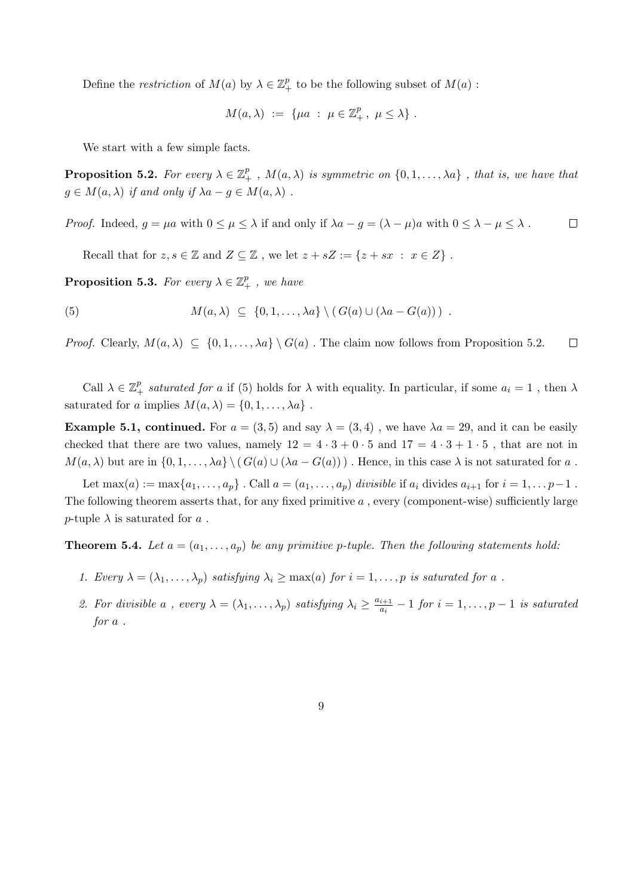Define the *restriction* of $M(a)$ by $\lambda \in \mathbb{Z}_+^p$ to be the following subset of $M(a)$ :

$$M(a,\lambda) \ := \ \{\mu a \ : \ \mu \in \mathbb{Z}_+^p,\ \mu \le \lambda\} \ .$$

We start with a few simple facts.

**Proposition 5.2.** *For every $\lambda \in \mathbb{Z}_+^p$ , $M(a,\lambda)$ is symmetric on $\{0,1,\ldots,\lambda a\}$ , that is, we have that $g \in M(a,\lambda)$ if and only if $\lambda a - g \in M(a,\lambda)$ .*

*Proof.* Indeed, $g = \mu a$ with $0 \le \mu \le \lambda$ if and only if $\lambda a - g = (\lambda - \mu)a$ with $0 \le \lambda - \mu \le \lambda$ . $\square$

Recall that for $z, s \in \mathbb{Z}$ and $Z \subseteq \mathbb{Z}$ , we let $z + sZ := \{z + sx \ : \ x \in Z\}$ .

**Proposition 5.3.** *For every $\lambda \in \mathbb{Z}_+^p$ , we have*

$$M(a,\lambda) \ \subseteq \ \{0,1,\ldots,\lambda a\} \setminus (\, G(a) \cup (\lambda a - G(a))\,) \ . \tag{5}$$

*Proof.* Clearly, $M(a,\lambda) \ \subseteq \ \{0,1,\ldots,\lambda a\} \setminus G(a)$ . The claim now follows from Proposition 5.2. $\square$

Call $\lambda \in \mathbb{Z}_+^p$ *saturated for* $a$ if (5) holds for $\lambda$ with equality. In particular, if some $a_i = 1$ , then $\lambda$ saturated for $a$ implies $M(a,\lambda) = \{0,1,\ldots,\lambda a\}$ .

**Example 5.1, continued.** For $a = (3,5)$ and say $\lambda = (3,4)$ , we have $\lambda a = 29$, and it can be easily checked that there are two values, namely $12 = 4 \cdot 3 + 0 \cdot 5$ and $17 = 4 \cdot 3 + 1 \cdot 5$ , that are not in $M(a,\lambda)$ but are in $\{0,1,\ldots,\lambda a\} \setminus (\, G(a) \cup (\lambda a - G(a))\,)$ . Hence, in this case $\lambda$ is not saturated for $a$ .

Let $\max(a) := \max\{a_1,\ldots,a_p\}$ . Call $a = (a_1,\ldots,a_p)$ *divisible* if $a_i$ divides $a_{i+1}$ for $i = 1,\ldots p-1$ . The following theorem asserts that, for any fixed primitive $a$ , every (component-wise) sufficiently large $p$-tuple $\lambda$ is saturated for $a$ .

**Theorem 5.4.** *Let $a = (a_1,\ldots,a_p)$ be any primitive $p$-tuple. Then the following statements hold:*

1. *Every $\lambda = (\lambda_1,\ldots,\lambda_p)$ satisfying $\lambda_i \ge \max(a)$ for $i = 1,\ldots,p$ is saturated for $a$ .*
2. *For divisible $a$ , every $\lambda = (\lambda_1,\ldots,\lambda_p)$ satisfying $\lambda_i \ge \frac{a_{i+1}}{a_i} - 1$ for $i = 1,\ldots,p-1$ is saturated for $a$ .*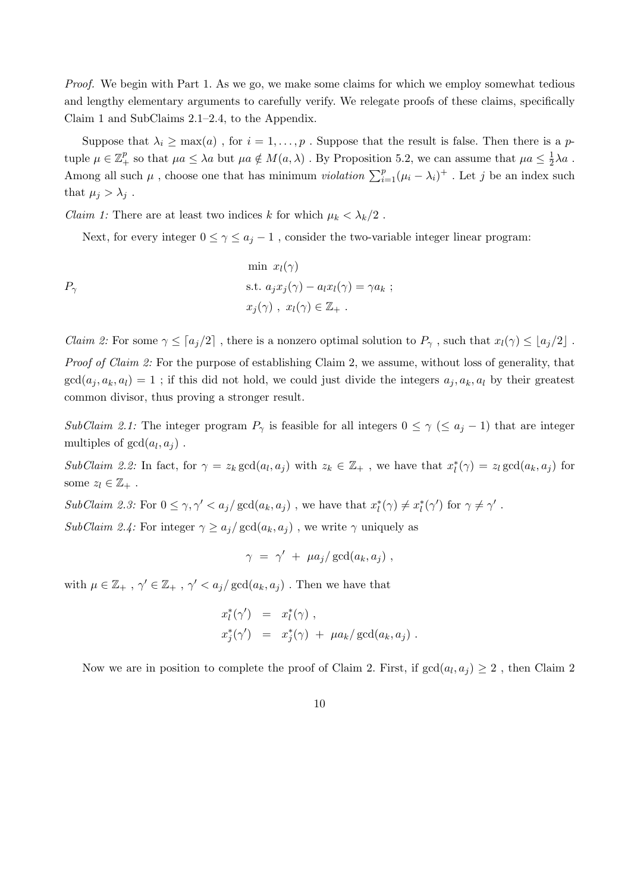*Proof.* We begin with Part 1. As we go, we make some claims for which we employ somewhat tedious and lengthy elementary arguments to carefully verify. We relegate proofs of these claims, specifically Claim 1 and SubClaims 2.1–2.4, to the Appendix.

Suppose that $\lambda_i \geq \max(a)$ , for $i = 1, \ldots, p$ . Suppose that the result is false. Then there is a $p$-tuple $\mu \in \mathbb{Z}_+^p$ so that $\mu a \leq \lambda a$ but $\mu a \notin M(a, \lambda)$ . By Proposition 5.2, we can assume that $\mu a \leq \frac{1}{2}\lambda a$ . Among all such $\mu$ , choose one that has minimum *violation* $\sum_{i=1}^p (\mu_i - \lambda_i)^+$ . Let $j$ be an index such that $\mu_j > \lambda_j$ .

*Claim 1:* There are at least two indices $k$ for which $\mu_k < \lambda_k/2$ .

Next, for every integer $0 \leq \gamma \leq a_j - 1$ , consider the two-variable integer linear program:

$$
P_\gamma \qquad \begin{aligned} &\min \ x_l(\gamma) \\ &\text{s.t. } a_j x_j(\gamma) - a_l x_l(\gamma) = \gamma a_k \ ; \\ &x_j(\gamma) \ , \ x_l(\gamma) \in \mathbb{Z}_+ \ . \end{aligned}
$$

*Claim 2:* For some $\gamma \leq \lceil a_j/2 \rceil$ , there is a nonzero optimal solution to $P_\gamma$ , such that $x_l(\gamma) \leq \lfloor a_j/2 \rfloor$ .

*Proof of Claim 2:* For the purpose of establishing Claim 2, we assume, without loss of generality, that $\gcd(a_j, a_k, a_l) = 1$ ; if this did not hold, we could just divide the integers $a_j, a_k, a_l$ by their greatest common divisor, thus proving a stronger result.

*SubClaim 2.1:* The integer program $P_\gamma$ is feasible for all integers $0 \leq \gamma$ $(\leq a_j - 1)$ that are integer multiples of $\gcd(a_l, a_j)$ .

*SubClaim 2.2:* In fact, for $\gamma = z_k \gcd(a_l, a_j)$ with $z_k \in \mathbb{Z}_+$ , we have that $x_l^*(\gamma) = z_l \gcd(a_k, a_j)$ for some $z_l \in \mathbb{Z}_+$ .

*SubClaim 2.3:* For $0 \leq \gamma, \gamma' < a_j/\gcd(a_k, a_j)$ , we have that $x_l^*(\gamma) \neq x_l^*(\gamma')$ for $\gamma \neq \gamma'$ .

*SubClaim 2.4:* For integer $\gamma \geq a_j/\gcd(a_k, a_j)$ , we write $\gamma$ uniquely as

$$
\gamma \ = \ \gamma' \ + \ \mu a_j/\gcd(a_k, a_j) \ ,
$$

with $\mu \in \mathbb{Z}_+$ , $\gamma' \in \mathbb{Z}_+$ , $\gamma' < a_j/\gcd(a_k, a_j)$ . Then we have that

$$
\begin{aligned}
x_l^*(\gamma') \ &= \ x_l^*(\gamma) \ , \\
x_j^*(\gamma') \ &= \ x_j^*(\gamma) \ + \ \mu a_k/\gcd(a_k, a_j) \ .
\end{aligned}
$$

Now we are in position to complete the proof of Claim 2. First, if $\gcd(a_l, a_j) \geq 2$ , then Claim 2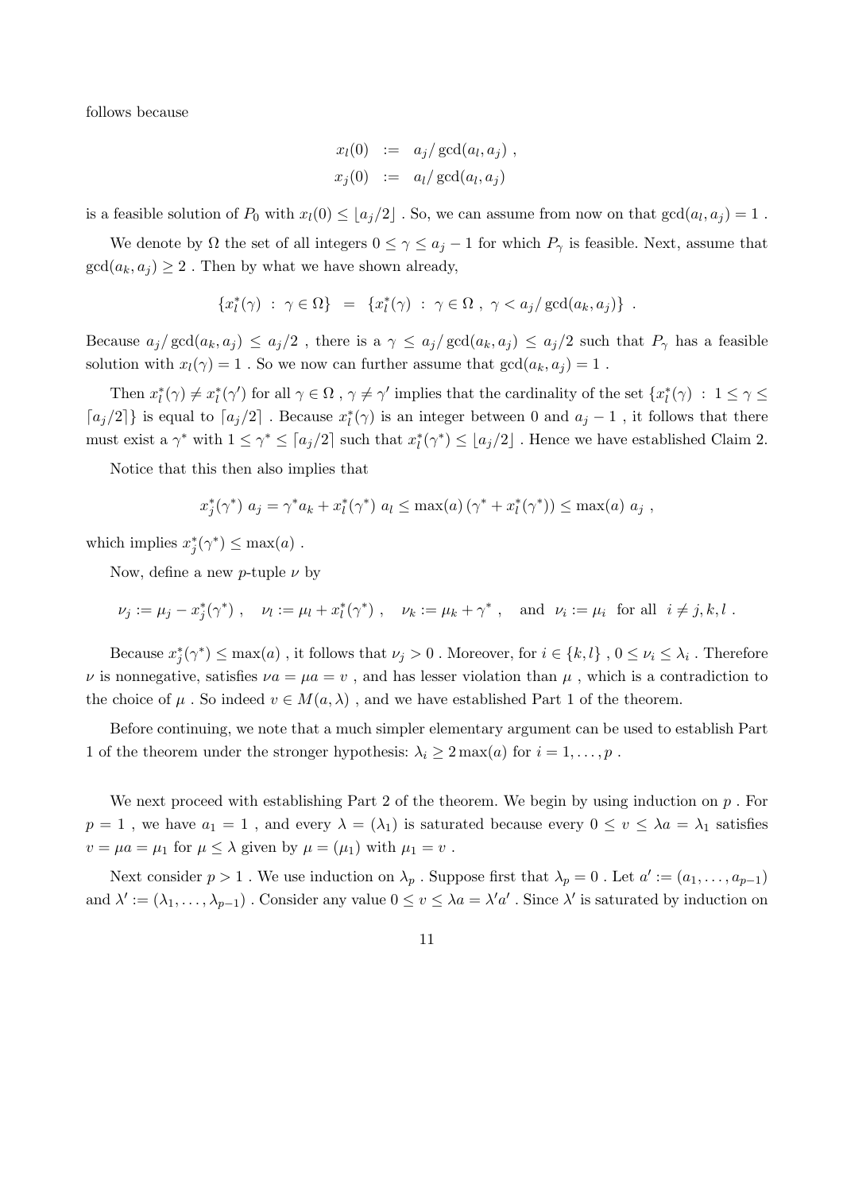follows because

$$
\begin{aligned}
x_l(0) &:= a_j/\gcd(a_l, a_j) \, , \\
x_j(0) &:= a_l/\gcd(a_l, a_j)
\end{aligned}
$$

is a feasible solution of $P_0$ with $x_l(0) \leq \lfloor a_j/2 \rfloor$ . So, we can assume from now on that $\gcd(a_l, a_j) = 1$ .

We denote by $\Omega$ the set of all integers $0 \leq \gamma \leq a_j - 1$ for which $P_\gamma$ is feasible. Next, assume that $\gcd(a_k, a_j) \geq 2$ . Then by what we have shown already,

$$
\{x_l^*(\gamma) \; : \; \gamma \in \Omega\} \;=\; \{x_l^*(\gamma) \; : \; \gamma \in \Omega \, , \; \gamma < a_j/\gcd(a_k, a_j)\} \; .
$$

Because $a_j/\gcd(a_k, a_j) \leq a_j/2$ , there is a $\gamma \leq a_j/\gcd(a_k, a_j) \leq a_j/2$ such that $P_\gamma$ has a feasible solution with $x_l(\gamma) = 1$ . So we now can further assume that $\gcd(a_k, a_j) = 1$ .

Then $x_l^*(\gamma) \neq x_l^*(\gamma')$ for all $\gamma \in \Omega$ , $\gamma \neq \gamma'$ implies that the cardinality of the set $\{x_l^*(\gamma) \; : \; 1 \leq \gamma \leq \lceil a_j/2 \rceil\}$ is equal to $\lceil a_j/2 \rceil$ . Because $x_l^*(\gamma)$ is an integer between 0 and $a_j - 1$ , it follows that there must exist a $\gamma^*$ with $1 \leq \gamma^* \leq \lceil a_j/2 \rceil$ such that $x_l^*(\gamma^*) \leq \lfloor a_j/2 \rfloor$ . Hence we have established Claim 2.

Notice that this then also implies that

$$
x_j^*(\gamma^*) \, a_j = \gamma^* a_k + x_l^*(\gamma^*) \, a_l \leq \max(a) \, (\gamma^* + x_l^*(\gamma^*)) \leq \max(a) \, a_j \; ,
$$

which implies $x_j^*(\gamma^*) \leq \max(a)$ .

Now, define a new $p$-tuple $\nu$ by

$$
\nu_j := \mu_j - x_j^*(\gamma^*) \; , \quad \nu_l := \mu_l + x_l^*(\gamma^*) \; , \quad \nu_k := \mu_k + \gamma^* \; , \quad \text{and} \;\; \nu_i := \mu_i \;\; \text{for all} \;\; i \neq j, k, l \; .
$$

Because $x_j^*(\gamma^*) \leq \max(a)$ , it follows that $\nu_j > 0$ . Moreover, for $i \in \{k, l\}$ , $0 \leq \nu_i \leq \lambda_i$ . Therefore $\nu$ is nonnegative, satisfies $\nu a = \mu a = v$ , and has lesser violation than $\mu$ , which is a contradiction to the choice of $\mu$ . So indeed $v \in M(a, \lambda)$ , and we have established Part 1 of the theorem.

Before continuing, we note that a much simpler elementary argument can be used to establish Part 1 of the theorem under the stronger hypothesis: $\lambda_i \geq 2\max(a)$ for $i = 1, \ldots, p$ .

We next proceed with establishing Part 2 of the theorem. We begin by using induction on $p$ . For $p = 1$ , we have $a_1 = 1$ , and every $\lambda = (\lambda_1)$ is saturated because every $0 \leq v \leq \lambda a = \lambda_1$ satisfies $v = \mu a = \mu_1$ for $\mu \leq \lambda$ given by $\mu = (\mu_1)$ with $\mu_1 = v$ .

Next consider $p > 1$ . We use induction on $\lambda_p$ . Suppose first that $\lambda_p = 0$ . Let $a' := (a_1, \ldots, a_{p-1})$ and $\lambda' := (\lambda_1, \ldots, \lambda_{p-1})$ . Consider any value $0 \leq v \leq \lambda a = \lambda' a'$ . Since $\lambda'$ is saturated by induction on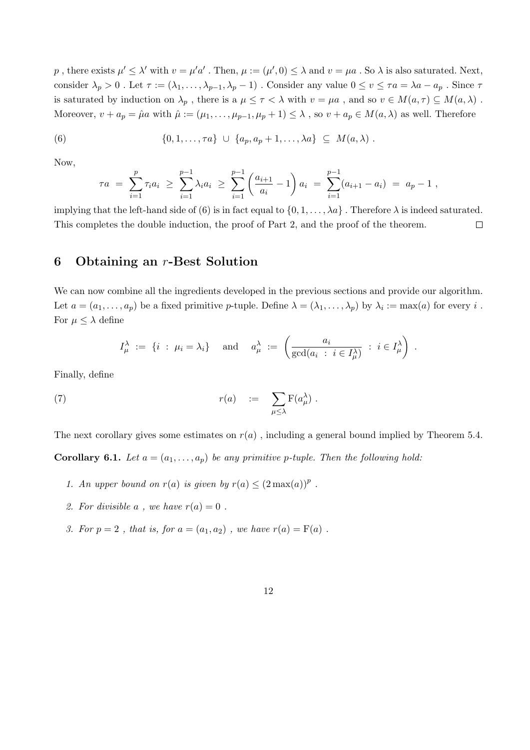$p$ , there exists $\mu' \leq \lambda'$ with $v = \mu' a'$ . Then, $\mu := (\mu', 0) \leq \lambda$ and $v = \mu a$ . So $\lambda$ is also saturated. Next, consider $\lambda_p > 0$ . Let $\tau := (\lambda_1, \ldots, \lambda_{p-1}, \lambda_p - 1)$ . Consider any value $0 \leq v \leq \tau a = \lambda a - a_p$ . Since $\tau$ is saturated by induction on $\lambda_p$ , there is a $\mu \leq \tau < \lambda$ with $v = \mu a$ , and so $v \in M(a, \tau) \subseteq M(a, \lambda)$ . Moreover, $v + a_p = \hat{\mu} a$ with $\hat{\mu} := (\mu_1, \ldots, \mu_{p-1}, \mu_p + 1) \leq \lambda$ , so $v + a_p \in M(a, \lambda)$ as well. Therefore

$$\{0, 1, \ldots, \tau a\} \ \cup \ \{a_p, a_p + 1, \ldots, \lambda a\} \ \subseteq \ M(a, \lambda) \ . \tag{6}$$

Now,

$$\tau a \ = \ \sum_{i=1}^{p} \tau_i a_i \ \geq \ \sum_{i=1}^{p-1} \lambda_i a_i \ \geq \ \sum_{i=1}^{p-1} \left( \frac{a_{i+1}}{a_i} - 1 \right) a_i \ = \ \sum_{i=1}^{p-1} (a_{i+1} - a_i) \ = \ a_p - 1 \ ,$$

implying that the left-hand side of (6) is in fact equal to $\{0, 1, \ldots, \lambda a\}$ . Therefore $\lambda$ is indeed saturated. This completes the double induction, the proof of Part 2, and the proof of the theorem. $\square$

## 6 Obtaining an $r$-Best Solution

We can now combine all the ingredients developed in the previous sections and provide our algorithm. Let $a = (a_1, \ldots, a_p)$ be a fixed primitive $p$-tuple. Define $\lambda = (\lambda_1, \ldots, \lambda_p)$ by $\lambda_i := \max(a)$ for every $i$ . For $\mu \leq \lambda$ define

$$I_\mu^\lambda \ := \ \{i \ : \ \mu_i = \lambda_i\} \quad \text{ and } \quad a_\mu^\lambda \ := \ \left( \frac{a_i}{\gcd(a_i \ : \ i \in I_\mu^\lambda)} \ : \ i \in I_\mu^\lambda \right) \ .$$

Finally, define

$$r(a) \quad := \quad \sum_{\mu \leq \lambda} \mathrm{F}(a_\mu^\lambda) \ . \tag{7}$$

The next corollary gives some estimates on $r(a)$ , including a general bound implied by Theorem 5.4.

**Corollary 6.1.** *Let $a = (a_1, \ldots, a_p)$ be any primitive $p$-tuple. Then the following hold:*

1. *An upper bound on $r(a)$ is given by $r(a) \leq (2 \max(a))^p$ .*
2. *For divisible $a$ , we have $r(a) = 0$ .*
3. *For $p = 2$ , that is, for $a = (a_1, a_2)$ , we have $r(a) = \mathrm{F}(a)$ .*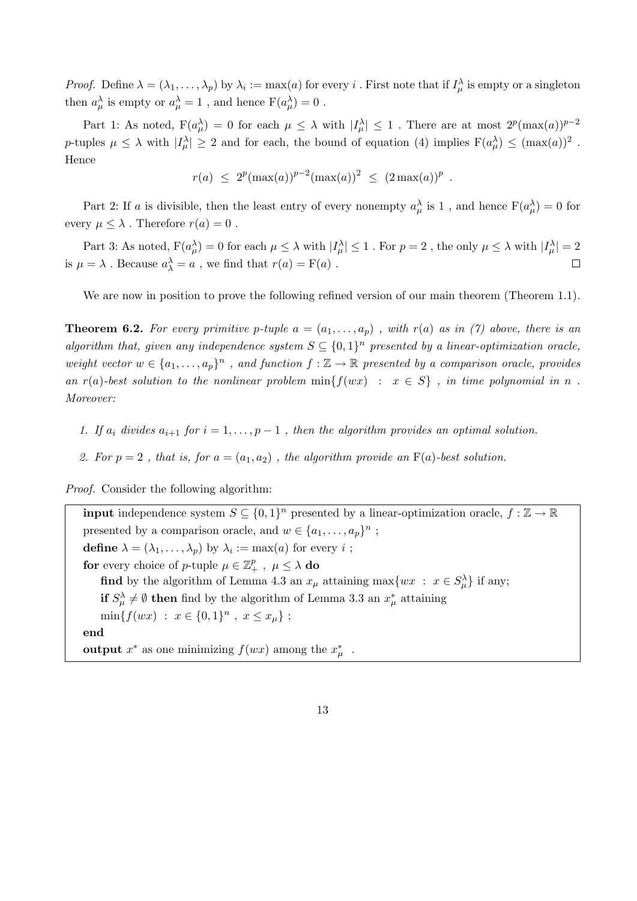*Proof.* Define $\lambda = (\lambda_1, \ldots, \lambda_p)$ by $\lambda_i := \max(a)$ for every $i$ . First note that if $I^\lambda_\mu$ is empty or a singleton then $a^\lambda_\mu$ is empty or $a^\lambda_\mu = 1$ , and hence $\mathrm{F}(a^\lambda_\mu) = 0$ .

Part 1: As noted, $\mathrm{F}(a^\lambda_\mu) = 0$ for each $\mu \leq \lambda$ with $|I^\lambda_\mu| \leq 1$ . There are at most $2^p(\max(a))^{p-2}$ $p$-tuples $\mu \leq \lambda$ with $|I^\lambda_\mu| \geq 2$ and for each, the bound of equation (4) implies $\mathrm{F}(a^\lambda_\mu) \leq (\max(a))^2$ . Hence

$$r(a) \ \leq \ 2^p(\max(a))^{p-2}(\max(a))^2 \ \leq \ (2\max(a))^p \ .$$

Part 2: If $a$ is divisible, then the least entry of every nonempty $a^\lambda_\mu$ is $1$ , and hence $\mathrm{F}(a^\lambda_\mu) = 0$ for every $\mu \leq \lambda$ . Therefore $r(a) = 0$ .

Part 3: As noted, $\mathrm{F}(a^\lambda_\mu) = 0$ for each $\mu \leq \lambda$ with $|I^\lambda_\mu| \leq 1$ . For $p = 2$ , the only $\mu \leq \lambda$ with $|I^\lambda_\mu| = 2$ is $\mu = \lambda$ . Because $a^\lambda_\lambda = a$ , we find that $r(a) = \mathrm{F}(a)$ . $\square$

We are now in position to prove the following refined version of our main theorem (Theorem 1.1).

**Theorem 6.2.** *For every primitive $p$-tuple $a = (a_1, \ldots, a_p)$ , with $r(a)$ as in (7) above, there is an algorithm that, given any independence system $S \subseteq \{0,1\}^n$ presented by a linear-optimization oracle, weight vector $w \in \{a_1, \ldots, a_p\}^n$ , and function $f : \mathbb{Z} \to \mathbb{R}$ presented by a comparison oracle, provides an $r(a)$-best solution to the nonlinear problem $\min\{f(wx) \ : \ x \in S\}$ , in time polynomial in $n$ . Moreover:*

1. *If $a_i$ divides $a_{i+1}$ for $i = 1, \ldots, p-1$ , then the algorithm provides an optimal solution.*
2. *For $p = 2$ , that is, for $a = (a_1, a_2)$ , the algorithm provide an $\mathrm{F}(a)$-best solution.*

*Proof.* Consider the following algorithm:

**input** independence system $S \subseteq \{0,1\}^n$ presented by a linear-optimization oracle, $f : \mathbb{Z} \to \mathbb{R}$ presented by a comparison oracle, and $w \in \{a_1, \ldots, a_p\}^n$ ;
**define** $\lambda = (\lambda_1, \ldots, \lambda_p)$ by $\lambda_i := \max(a)$ for every $i$ ;
**for** every choice of $p$-tuple $\mu \in \mathbb{Z}^p_+$ , $\mu \leq \lambda$ **do**
&nbsp;&nbsp;&nbsp;&nbsp;**find** by the algorithm of Lemma 4.3 an $x_\mu$ attaining $\max\{wx \ : \ x \in S^\lambda_\mu\}$ if any;
&nbsp;&nbsp;&nbsp;&nbsp;**if** $S^\lambda_\mu \neq \emptyset$ **then** find by the algorithm of Lemma 3.3 an $x^*_\mu$ attaining
&nbsp;&nbsp;&nbsp;&nbsp;$\min\{f(wx) \ : \ x \in \{0,1\}^n \ , \ x \leq x_\mu\}$ ;
**end**
**output** $x^*$ as one minimizing $f(wx)$ among the $x^*_\mu$ .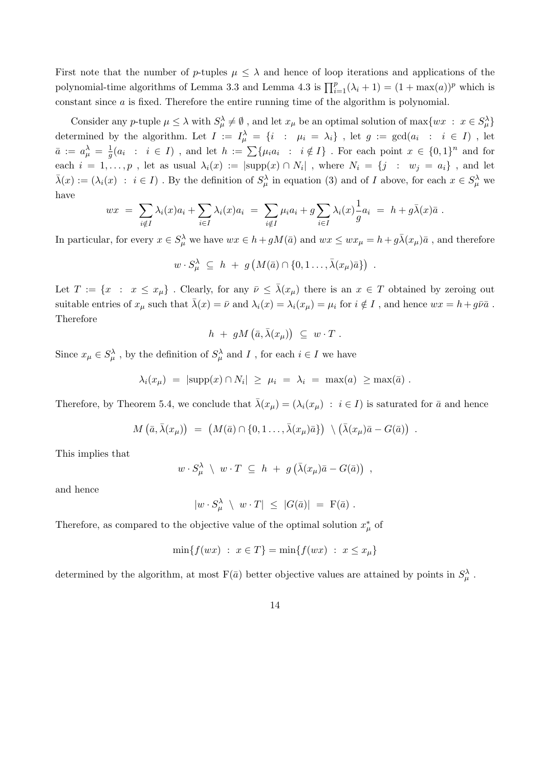First note that the number of $p$-tuples $\mu \leq \lambda$ and hence of loop iterations and applications of the polynomial-time algorithms of Lemma 3.3 and Lemma 4.3 is $\prod_{i=1}^{p}(\lambda_i + 1) = (1 + \max(a))^p$ which is constant since $a$ is fixed. Therefore the entire running time of the algorithm is polynomial.

Consider any $p$-tuple $\mu \leq \lambda$ with $S_\mu^\lambda \neq \emptyset$ , and let $x_\mu$ be an optimal solution of $\max\{wx \ : \ x \in S_\mu^\lambda\}$ determined by the algorithm. Let $I := I_\mu^\lambda = \{i \ : \ \mu_i = \lambda_i\}$ , let $g := \gcd(a_i \ : \ i \in I)$ , let $\bar{a} := a_\mu^\lambda = \frac{1}{g}(a_i \ : \ i \in I)$ , and let $h := \sum\{\mu_i a_i \ : \ i \notin I\}$ . For each point $x \in \{0,1\}^n$ and for each $i = 1, \ldots, p$ , let as usual $\lambda_i(x) := |\text{supp}(x) \cap N_i|$ , where $N_i = \{j \ : \ w_j = a_i\}$ , and let $\bar{\lambda}(x) := (\lambda_i(x) \ : \ i \in I)$ . By the definition of $S_\mu^\lambda$ in equation (3) and of $I$ above, for each $x \in S_\mu^\lambda$ we have

$$wx \ = \ \sum_{i \notin I} \lambda_i(x) a_i + \sum_{i \in I} \lambda_i(x) a_i \ = \ \sum_{i \notin I} \mu_i a_i + g \sum_{i \in I} \lambda_i(x) \frac{1}{g} a_i \ = \ h + g \bar{\lambda}(x) \bar{a} \ .$$

In particular, for every $x \in S_\mu^\lambda$ we have $wx \in h + gM(\bar{a})$ and $wx \leq wx_\mu = h + g\bar{\lambda}(x_\mu)\bar{a}$ , and therefore

$$w \cdot S_\mu^\lambda \ \subseteq \ h \ + \ g\left(M(\bar{a}) \cap \{0, 1 \ldots, \bar{\lambda}(x_\mu)\bar{a}\}\right) \ .$$

Let $T := \{x \ : \ x \leq x_\mu\}$ . Clearly, for any $\bar{\nu} \leq \bar{\lambda}(x_\mu)$ there is an $x \in T$ obtained by zeroing out suitable entries of $x_\mu$ such that $\bar{\lambda}(x) = \bar{\nu}$ and $\lambda_i(x) = \lambda_i(x_\mu) = \mu_i$ for $i \notin I$ , and hence $wx = h + g\bar{\nu}\bar{a}$ . Therefore

$$h \ + \ gM\left(\bar{a}, \bar{\lambda}(x_\mu)\right) \ \subseteq \ w \cdot T \ .$$

Since $x_\mu \in S_\mu^\lambda$ , by the definition of $S_\mu^\lambda$ and $I$ , for each $i \in I$ we have

$$\lambda_i(x_\mu) \ = \ |\text{supp}(x) \cap N_i| \ \geq \ \mu_i \ = \ \lambda_i \ = \ \max(a) \ \geq \max(\bar{a}) \ .$$

Therefore, by Theorem 5.4, we conclude that $\bar{\lambda}(x_\mu) = (\lambda_i(x_\mu) \ : \ i \in I)$ is saturated for $\bar{a}$ and hence

$$M\left(\bar{a}, \bar{\lambda}(x_\mu)\right) \ = \ \left(M(\bar{a}) \cap \{0, 1 \ldots, \bar{\lambda}(x_\mu)\bar{a}\}\right) \ \setminus \left(\bar{\lambda}(x_\mu)\bar{a} - G(\bar{a})\right) \ .$$

This implies that

$$w \cdot S_\mu^\lambda \ \setminus \ w \cdot T \ \subseteq \ h \ + \ g\left(\bar{\lambda}(x_\mu)\bar{a} - G(\bar{a})\right) \ ,$$

and hence

$$|w \cdot S_\mu^\lambda \ \setminus \ w \cdot T| \ \leq \ |G(\bar{a})| \ = \ \mathrm{F}(\bar{a}) \ .$$

Therefore, as compared to the objective value of the optimal solution $x_\mu^*$ of

$$\min\{f(wx) \ : \ x \in T\} = \min\{f(wx) \ : \ x \leq x_\mu\}$$

determined by the algorithm, at most $\mathrm{F}(\bar{a})$ better objective values are attained by points in $S_\mu^\lambda$ .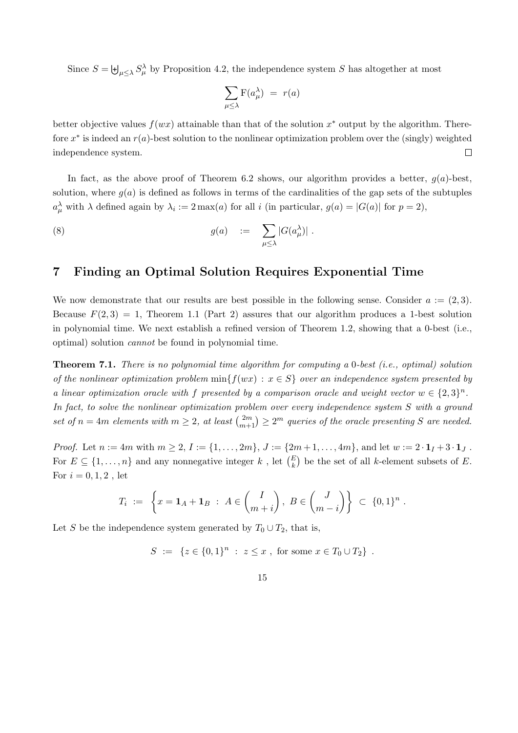Since $S = \biguplus_{\mu \leq \lambda} S^\lambda_\mu$ by Proposition 4.2, the independence system $S$ has altogether at most

$$\sum_{\mu \leq \lambda} \mathrm{F}(a^\lambda_\mu) \;=\; r(a)$$

better objective values $f(wx)$ attainable than that of the solution $x^*$ output by the algorithm. Therefore $x^*$ is indeed an $r(a)$-best solution to the nonlinear optimization problem over the (singly) weighted independence system. $\square$

In fact, as the above proof of Theorem 6.2 shows, our algorithm provides a better, $g(a)$-best, solution, where $g(a)$ is defined as follows in terms of the cardinalities of the gap sets of the subtuples $a^\lambda_\mu$ with $\lambda$ defined again by $\lambda_i := 2\max(a)$ for all $i$ (in particular, $g(a) = |G(a)|$ for $p = 2$),

$$g(a) \quad := \quad \sum_{\mu \leq \lambda} |G(a^\lambda_\mu)| \; . \tag{8}$$

## 7 Finding an Optimal Solution Requires Exponential Time

We now demonstrate that our results are best possible in the following sense. Consider $a := (2, 3)$. Because $F(2, 3) = 1$, Theorem 1.1 (Part 2) assures that our algorithm produces a 1-best solution in polynomial time. We next establish a refined version of Theorem 1.2, showing that a 0-best (i.e., optimal) solution *cannot* be found in polynomial time.

**Theorem 7.1.** *There is no polynomial time algorithm for computing a* 0*-best (i.e., optimal) solution of the nonlinear optimization problem* $\min\{f(wx) : x \in S\}$ *over an independence system presented by a linear optimization oracle with* $f$ *presented by a comparison oracle and weight vector* $w \in \{2, 3\}^n$*. In fact, to solve the nonlinear optimization problem over every independence system* $S$ *with a ground set of* $n = 4m$ *elements with* $m \geq 2$*, at least* $\binom{2m}{m+1} \geq 2^m$ *queries of the oracle presenting* $S$ *are needed.*

*Proof.* Let $n := 4m$ with $m \geq 2$, $I := \{1, \ldots, 2m\}$, $J := \{2m+1, \ldots, 4m\}$, and let $w := 2 \cdot \mathbf{1}_I + 3 \cdot \mathbf{1}_J$ . For $E \subseteq \{1, \ldots, n\}$ and any nonnegative integer $k$ , let $\binom{E}{k}$ be the set of all $k$-element subsets of $E$. For $i = 0, 1, 2$ , let

$$T_i \;:=\; \left\{ x = \mathbf{1}_A + \mathbf{1}_B \;:\; A \in \binom{I}{m+i},\; B \in \binom{J}{m-i} \right\} \;\subset\; \{0,1\}^n \; .$$

Let $S$ be the independence system generated by $T_0 \cup T_2$, that is,

$$S \;:=\; \{z \in \{0,1\}^n \;:\; z \leq x \;,\; \text{for some } x \in T_0 \cup T_2\} \; .$$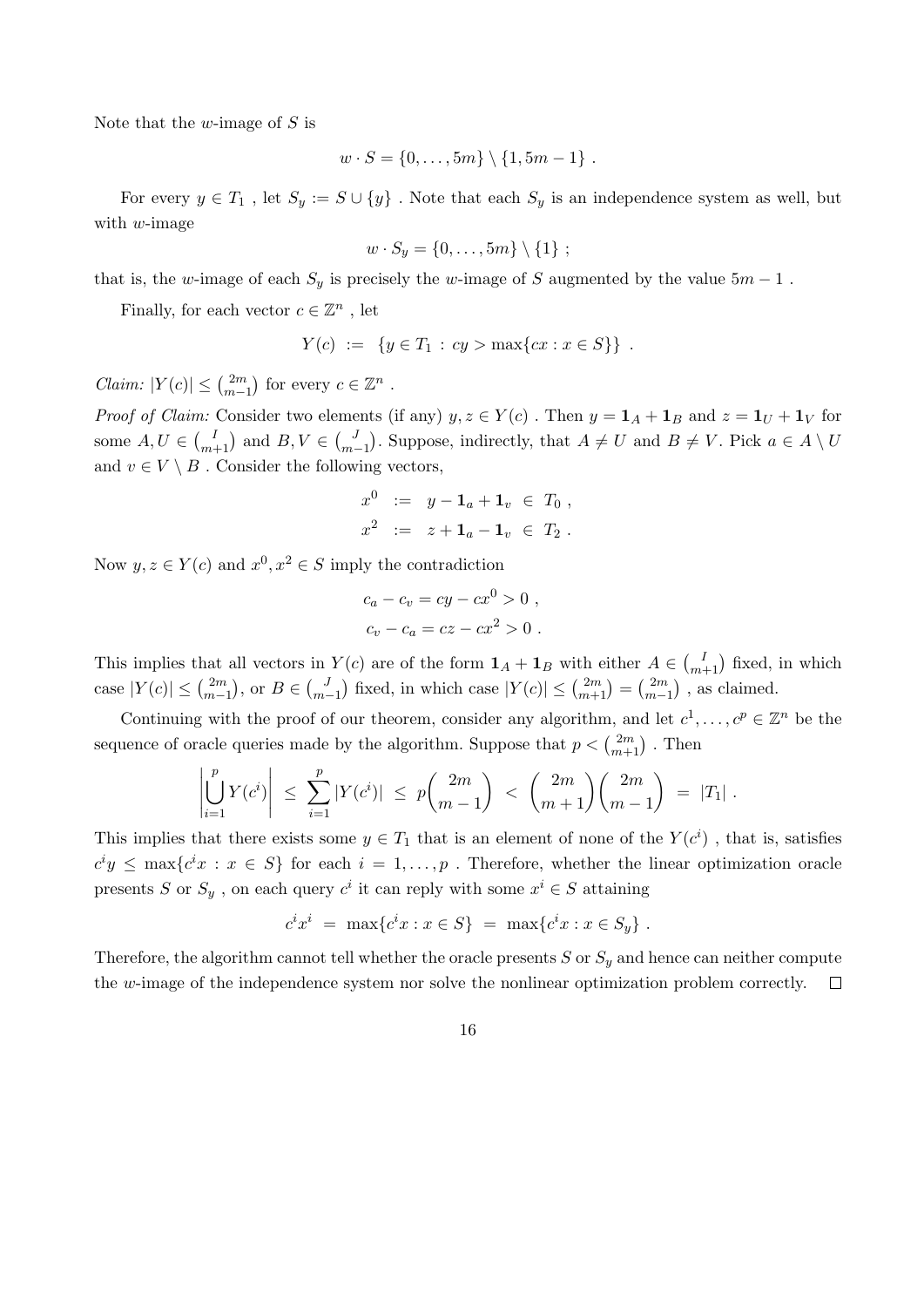Note that the $w$-image of $S$ is

$$w \cdot S = \{0, \ldots, 5m\} \setminus \{1, 5m-1\} \ .$$

For every $y \in T_1$ , let $S_y := S \cup \{y\}$ . Note that each $S_y$ is an independence system as well, but with $w$-image

$$w \cdot S_y = \{0, \ldots, 5m\} \setminus \{1\} \ ;$$

that is, the $w$-image of each $S_y$ is precisely the $w$-image of $S$ augmented by the value $5m-1$ .

Finally, for each vector $c \in \mathbb{Z}^n$ , let

$$Y(c) \ := \ \{y \in T_1 \ : \ cy > \max\{cx : x \in S\}\} \ .$$

*Claim:* $|Y(c)| \leq \binom{2m}{m-1}$ for every $c \in \mathbb{Z}^n$ .

*Proof of Claim:* Consider two elements (if any) $y, z \in Y(c)$ . Then $y = \mathbf{1}_A + \mathbf{1}_B$ and $z = \mathbf{1}_U + \mathbf{1}_V$ for some $A, U \in \binom{I}{m+1}$ and $B, V \in \binom{J}{m-1}$. Suppose, indirectly, that $A \neq U$ and $B \neq V$. Pick $a \in A \setminus U$ and $v \in V \setminus B$ . Consider the following vectors,

$$\begin{aligned} x^0 &:= y - \mathbf{1}_a + \mathbf{1}_v \ \in \ T_0 \ , \\ x^2 &:= z + \mathbf{1}_a - \mathbf{1}_v \ \in \ T_2 \ . \end{aligned}$$

Now $y, z \in Y(c)$ and $x^0, x^2 \in S$ imply the contradiction

$$\begin{aligned} c_a - c_v = cy - cx^0 > 0 \ , \\ c_v - c_a = cz - cx^2 > 0 \ . \end{aligned}$$

This implies that all vectors in $Y(c)$ are of the form $\mathbf{1}_A + \mathbf{1}_B$ with either $A \in \binom{I}{m+1}$ fixed, in which case $|Y(c)| \leq \binom{2m}{m-1}$, or $B \in \binom{J}{m-1}$ fixed, in which case $|Y(c)| \leq \binom{2m}{m+1} = \binom{2m}{m-1}$ , as claimed.

Continuing with the proof of our theorem, consider any algorithm, and let $c^1, \ldots, c^p \in \mathbb{Z}^n$ be the sequence of oracle queries made by the algorithm. Suppose that $p < \binom{2m}{m+1}$ . Then

$$\left| \bigcup_{i=1}^{p} Y(c^i) \right| \ \leq \ \sum_{i=1}^{p} |Y(c^i)| \ \leq \ p\binom{2m}{m-1} \ < \ \binom{2m}{m+1}\binom{2m}{m-1} \ = \ |T_1| \ .$$

This implies that there exists some $y \in T_1$ that is an element of none of the $Y(c^i)$ , that is, satisfies $c^i y \leq \max\{c^i x : x \in S\}$ for each $i = 1, \ldots, p$ . Therefore, whether the linear optimization oracle presents $S$ or $S_y$ , on each query $c^i$ it can reply with some $x^i \in S$ attaining

$$c^i x^i \ = \ \max\{c^i x : x \in S\} \ = \ \max\{c^i x : x \in S_y\} \ .$$

Therefore, the algorithm cannot tell whether the oracle presents $S$ or $S_y$ and hence can neither compute the $w$-image of the independence system nor solve the nonlinear optimization problem correctly. $\square$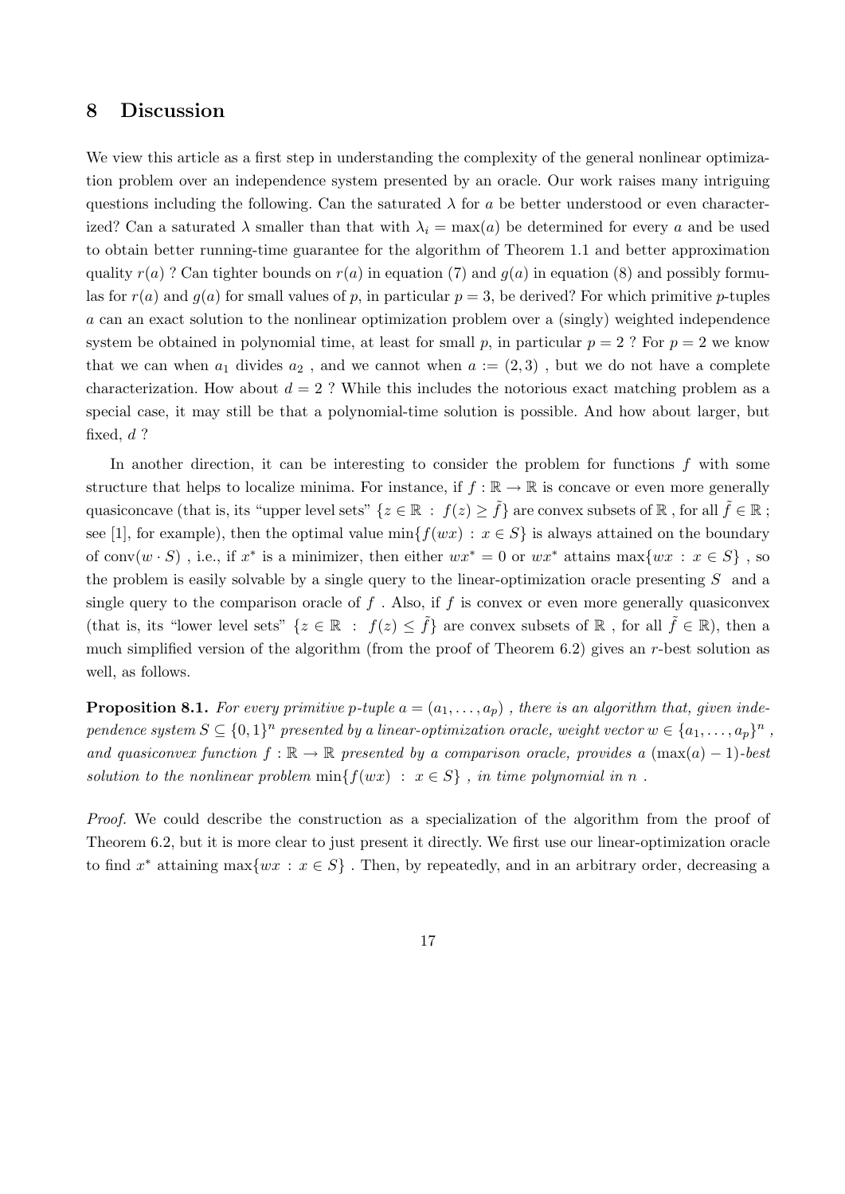## 8 Discussion

We view this article as a first step in understanding the complexity of the general nonlinear optimization problem over an independence system presented by an oracle. Our work raises many intriguing questions including the following. Can the saturated $\lambda$ for $a$ be better understood or even characterized? Can a saturated $\lambda$ smaller than that with $\lambda_i = \max(a)$ be determined for every $a$ and be used to obtain better running-time guarantee for the algorithm of Theorem 1.1 and better approximation quality $r(a)$ ? Can tighter bounds on $r(a)$ in equation (7) and $g(a)$ in equation (8) and possibly formulas for $r(a)$ and $g(a)$ for small values of $p$, in particular $p = 3$, be derived? For which primitive $p$-tuples $a$ can an exact solution to the nonlinear optimization problem over a (singly) weighted independence system be obtained in polynomial time, at least for small $p$, in particular $p = 2$ ? For $p = 2$ we know that we can when $a_1$ divides $a_2$ , and we cannot when $a := (2, 3)$ , but we do not have a complete characterization. How about $d = 2$ ? While this includes the notorious exact matching problem as a special case, it may still be that a polynomial-time solution is possible. And how about larger, but fixed, $d$ ?

In another direction, it can be interesting to consider the problem for functions $f$ with some structure that helps to localize minima. For instance, if $f : \mathbb{R} \to \mathbb{R}$ is concave or even more generally quasiconcave (that is, its "upper level sets" $\{z \in \mathbb{R} : f(z) \geq \tilde{f}\}$ are convex subsets of $\mathbb{R}$ , for all $\tilde{f} \in \mathbb{R}$ ; see [1], for example), then the optimal value $\min\{f(wx) : x \in S\}$ is always attained on the boundary of $\text{conv}(w \cdot S)$ , i.e., if $x^*$ is a minimizer, then either $wx^* = 0$ or $wx^*$ attains $\max\{wx : x \in S\}$ , so the problem is easily solvable by a single query to the linear-optimization oracle presenting $S$ and a single query to the comparison oracle of $f$ . Also, if $f$ is convex or even more generally quasiconvex (that is, its "lower level sets" $\{z \in \mathbb{R} : f(z) \leq \tilde{f}\}$ are convex subsets of $\mathbb{R}$ , for all $\tilde{f} \in \mathbb{R}$), then a much simplified version of the algorithm (from the proof of Theorem 6.2) gives an $r$-best solution as well, as follows.

**Proposition 8.1.** *For every primitive $p$-tuple $a = (a_1, \ldots, a_p)$ , there is an algorithm that, given independence system $S \subseteq \{0, 1\}^n$ presented by a linear-optimization oracle, weight vector $w \in \{a_1, \ldots, a_p\}^n$ , and quasiconvex function $f : \mathbb{R} \to \mathbb{R}$ presented by a comparison oracle, provides a $(\max(a) - 1)$-best solution to the nonlinear problem $\min\{f(wx) : x \in S\}$ , in time polynomial in $n$ .*

*Proof.* We could describe the construction as a specialization of the algorithm from the proof of Theorem 6.2, but it is more clear to just present it directly. We first use our linear-optimization oracle to find $x^*$ attaining $\max\{wx : x \in S\}$ . Then, by repeatedly, and in an arbitrary order, decreasing a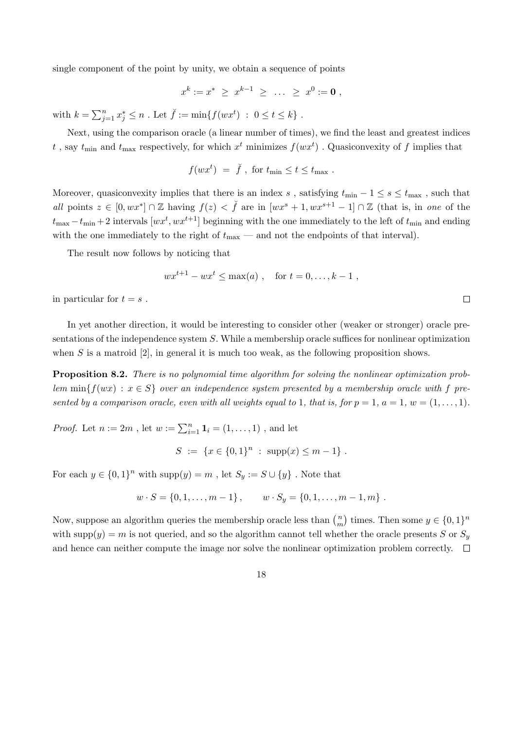single component of the point by unity, we obtain a sequence of points

$$x^k := x^* \ \geq \ x^{k-1} \ \geq \ \ldots \ \geq \ x^0 := \mathbf{0} \ ,$$

with $k = \sum_{j=1}^n x_j^* \leq n$ . Let $\breve{f} := \min\{f(wx^t) \ : \ 0 \leq t \leq k\}$ .

Next, using the comparison oracle (a linear number of times), we find the least and greatest indices $t$ , say $t_{\min}$ and $t_{\max}$ respectively, for which $x^t$ minimizes $f(wx^t)$ . Quasiconvexity of $f$ implies that

$$f(wx^t) \ = \ \breve{f} \ , \ \text{for } t_{\min} \leq t \leq t_{\max} \ .$$

Moreover, quasiconvexity implies that there is an index $s$ , satisfying $t_{\min} - 1 \leq s \leq t_{\max}$ , such that *all* points $z \in [0, wx^*] \cap \mathbb{Z}$ having $f(z) < \breve{f}$ are in $[wx^s + 1, wx^{s+1} - 1] \cap \mathbb{Z}$ (that is, in *one* of the $t_{\max} - t_{\min} + 2$ intervals $[wx^t, wx^{t+1}]$ beginning with the one immediately to the left of $t_{\min}$ and ending with the one immediately to the right of $t_{\max}$ — and not the endpoints of that interval).

The result now follows by noticing that

$$wx^{t+1} - wx^t \leq \max(a) \ , \quad \text{for } t = 0, \ldots, k-1 \ ,$$

in particular for $t = s$ . $\square$

In yet another direction, it would be interesting to consider other (weaker or stronger) oracle presentations of the independence system $S$. While a membership oracle suffices for nonlinear optimization when $S$ is a matroid [2], in general it is much too weak, as the following proposition shows.

**Proposition 8.2.** *There is no polynomial time algorithm for solving the nonlinear optimization problem $\min\{f(wx) \ : \ x \in S\}$ over an independence system presented by a membership oracle with $f$ presented by a comparison oracle, even with all weights equal to 1, that is, for $p = 1$, $a = 1$, $w = (1, \ldots, 1)$.*

*Proof.* Let $n := 2m$ , let $w := \sum_{i=1}^n \mathbf{1}_i = (1, \ldots, 1)$ , and let

$$S \ := \ \{x \in \{0,1\}^n \ : \ \mathrm{supp}(x) \leq m - 1\} \ .$$

For each $y \in \{0,1\}^n$ with $\mathrm{supp}(y) = m$ , let $S_y := S \cup \{y\}$ . Note that

$$w \cdot S = \{0, 1, \ldots, m-1\} \,, \qquad w \cdot S_y = \{0, 1, \ldots, m-1, m\} \ .$$

Now, suppose an algorithm queries the membership oracle less than $\binom{n}{m}$ times. Then some $y \in \{0,1\}^n$ with $\mathrm{supp}(y) = m$ is not queried, and so the algorithm cannot tell whether the oracle presents $S$ or $S_y$ and hence can neither compute the image nor solve the nonlinear optimization problem correctly. $\square$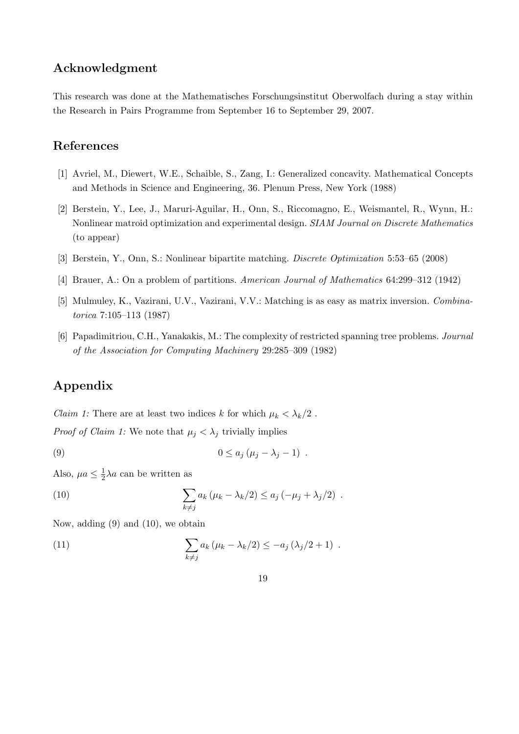## Acknowledgment

This research was done at the Mathematisches Forschungsinstitut Oberwolfach during a stay within the Research in Pairs Programme from September 16 to September 29, 2007.

## References

[1] Avriel, M., Diewert, W.E., Schaible, S., Zang, I.: Generalized concavity. Mathematical Concepts and Methods in Science and Engineering, 36. Plenum Press, New York (1988)

[2] Berstein, Y., Lee, J., Maruri-Aguilar, H., Onn, S., Riccomagno, E., Weismantel, R., Wynn, H.: Nonlinear matroid optimization and experimental design. *SIAM Journal on Discrete Mathematics* (to appear)

[3] Berstein, Y., Onn, S.: Nonlinear bipartite matching. *Discrete Optimization* 5:53–65 (2008)

[4] Brauer, A.: On a problem of partitions. *American Journal of Mathematics* 64:299–312 (1942)

[5] Mulmuley, K., Vazirani, U.V., Vazirani, V.V.: Matching is as easy as matrix inversion. *Combinatorica* 7:105–113 (1987)

[6] Papadimitriou, C.H., Yanakakis, M.: The complexity of restricted spanning tree problems. *Journal of the Association for Computing Machinery* 29:285–309 (1982)

## Appendix

*Claim 1:* There are at least two indices $k$ for which $\mu_k < \lambda_k/2$ .

*Proof of Claim 1:* We note that $\mu_j < \lambda_j$ trivially implies

$$0 \leq a_j\,(\mu_j - \lambda_j - 1)\ . \tag{9}$$

Also, $\mu a \leq \frac{1}{2}\lambda a$ can be written as

$$\sum_{k \neq j} a_k\,(\mu_k - \lambda_k/2) \leq a_j\,(-\mu_j + \lambda_j/2)\ . \tag{10}$$

Now, adding (9) and (10), we obtain

$$\sum_{k \neq j} a_k\,(\mu_k - \lambda_k/2) \leq -a_j\,(\lambda_j/2 + 1)\ . \tag{11}$$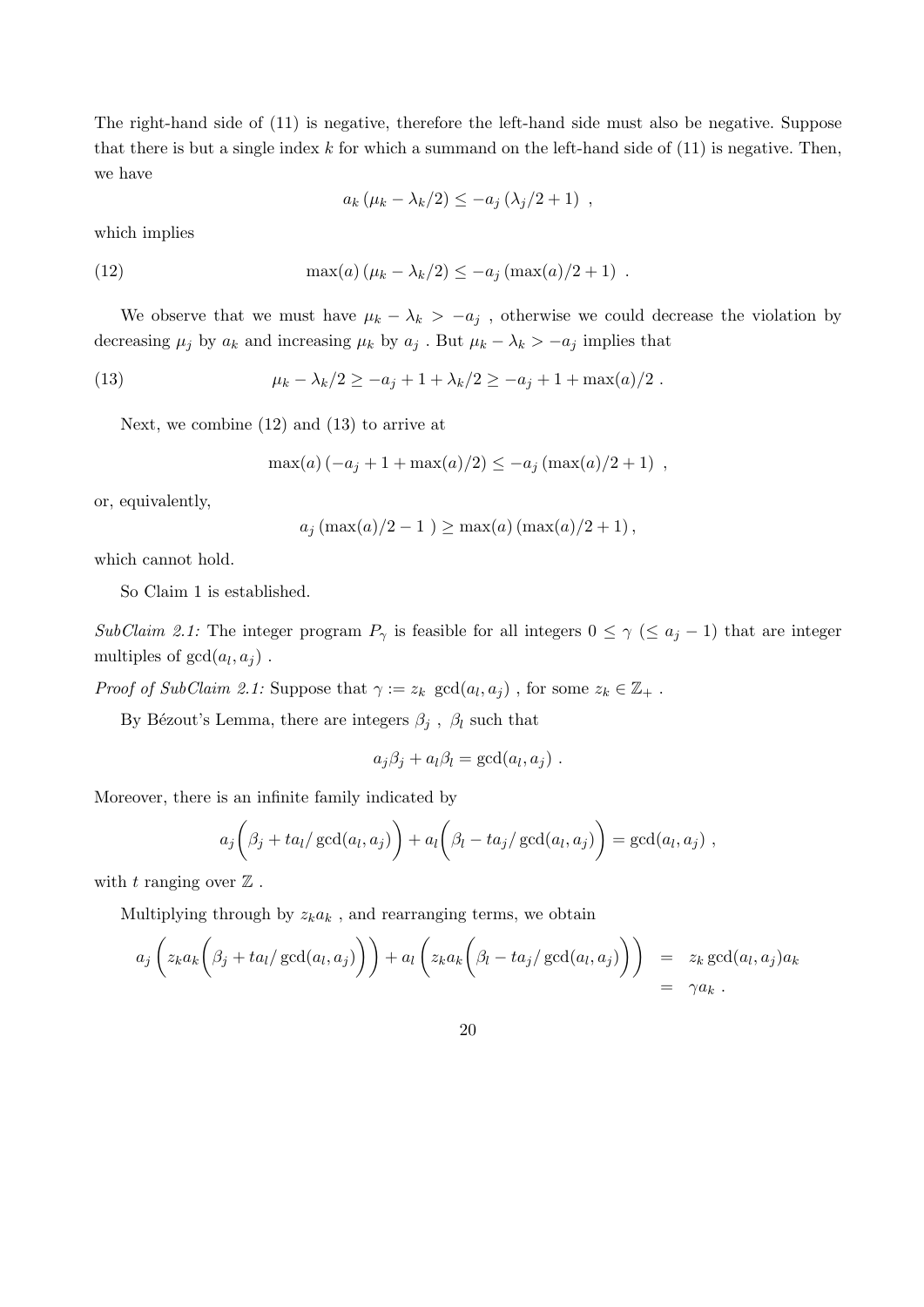The right-hand side of (11) is negative, therefore the left-hand side must also be negative. Suppose that there is but a single index $k$ for which a summand on the left-hand side of (11) is negative. Then, we have

$$a_k\left(\mu_k - \lambda_k/2\right) \leq -a_j\left(\lambda_j/2+1\right) \ ,$$

which implies

$$\max(a)\left(\mu_k - \lambda_k/2\right) \leq -a_j\left(\max(a)/2+1\right) \ . \tag{12}$$

We observe that we must have $\mu_k - \lambda_k > -a_j$ , otherwise we could decrease the violation by decreasing $\mu_j$ by $a_k$ and increasing $\mu_k$ by $a_j$ . But $\mu_k - \lambda_k > -a_j$ implies that

$$\mu_k - \lambda_k/2 \geq -a_j + 1 + \lambda_k/2 \geq -a_j + 1 + \max(a)/2 \ . \tag{13}$$

Next, we combine (12) and (13) to arrive at

$$\max(a)\left(-a_j + 1 + \max(a)/2\right) \leq -a_j\left(\max(a)/2+1\right) \ ,$$

or, equivalently,

$$a_j\left(\max(a)/2 - 1\ \right) \geq \max(a)\left(\max(a)/2+1\right),$$

which cannot hold.

So Claim 1 is established.

*SubClaim 2.1:* The integer program $P_\gamma$ is feasible for all integers $0 \leq \gamma$ $(\leq a_j - 1)$ that are integer multiples of $\gcd(a_l, a_j)$ .

*Proof of SubClaim 2.1:* Suppose that $\gamma := z_k \ \gcd(a_l, a_j)$ , for some $z_k \in \mathbb{Z}_+$ .

By Bézout's Lemma, there are integers $\beta_j$ , $\beta_l$ such that

$$a_j\beta_j + a_l\beta_l = \gcd(a_l, a_j) \ .$$

Moreover, there is an infinite family indicated by

$$a_j\bigg(\beta_j + ta_l/\gcd(a_l, a_j)\bigg) + a_l\bigg(\beta_l - ta_j/\gcd(a_l, a_j)\bigg) = \gcd(a_l, a_j) \ ,$$

with $t$ ranging over $\mathbb{Z}$ .

Multiplying through by $z_k a_k$ , and rearranging terms, we obtain

$$\begin{aligned} a_j\left(z_k a_k\bigg(\beta_j + ta_l/\gcd(a_l, a_j)\bigg)\right) + a_l\left(z_k a_k\bigg(\beta_l - ta_j/\gcd(a_l, a_j)\bigg)\right) &= z_k \gcd(a_l, a_j) a_k \\ &= \gamma a_k \ . \end{aligned}$$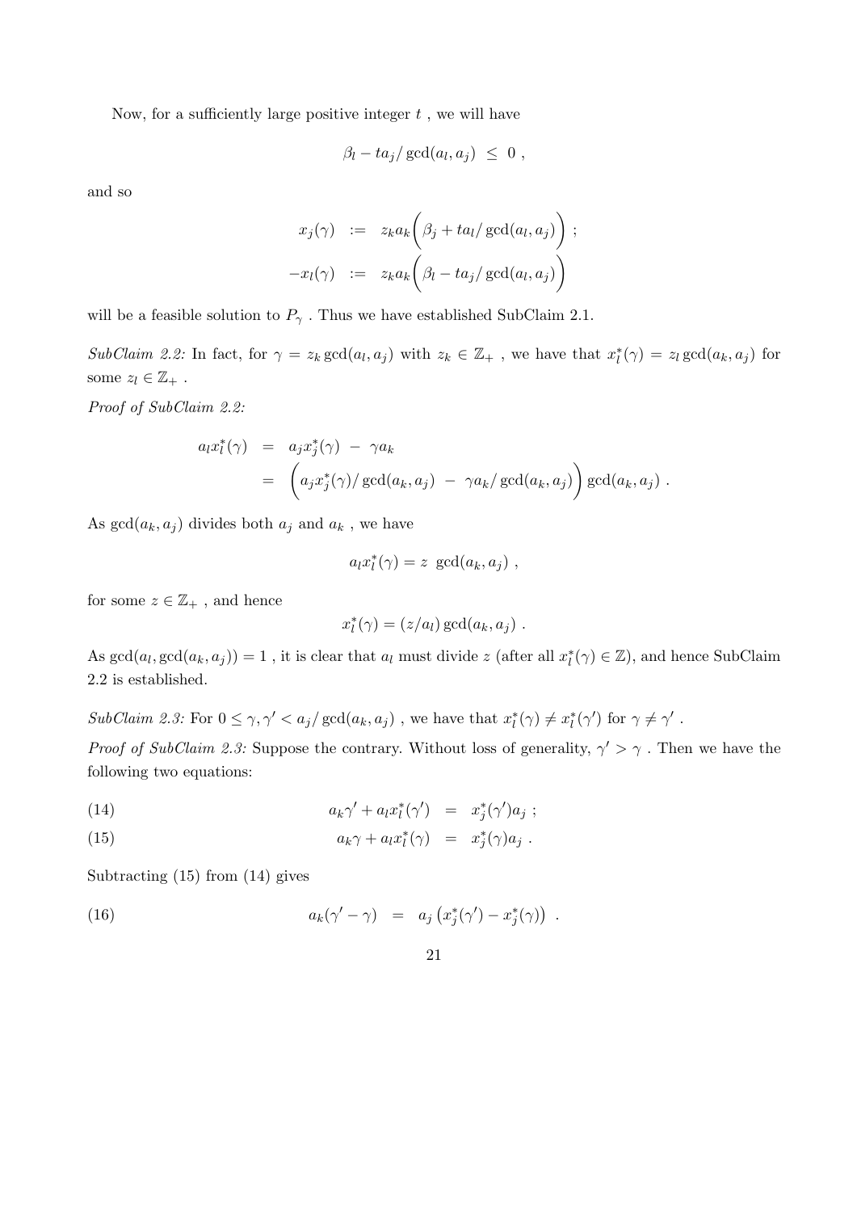Now, for a sufficiently large positive integer $t$ , we will have

$$\beta_l - ta_j / \gcd(a_l, a_j) \ \leq \ 0 \ ,$$

and so

$$\begin{aligned} x_j(\gamma) &:= z_k a_k \bigg( \beta_j + t a_l / \gcd(a_l, a_j) \bigg) \ ; \\ -x_l(\gamma) &:= z_k a_k \bigg( \beta_l - t a_j / \gcd(a_l, a_j) \bigg) \end{aligned}$$

will be a feasible solution to $P_\gamma$ . Thus we have established SubClaim 2.1.

*SubClaim 2.2:* In fact, for $\gamma = z_k \gcd(a_l, a_j)$ with $z_k \in \mathbb{Z}_+$ , we have that $x_l^*(\gamma) = z_l \gcd(a_k, a_j)$ for some $z_l \in \mathbb{Z}_+$ .

*Proof of SubClaim 2.2:*

$$\begin{aligned} a_l x_l^*(\gamma) &= a_j x_j^*(\gamma) \ - \ \gamma a_k \\ &= \bigg( a_j x_j^*(\gamma) / \gcd(a_k, a_j) \ - \ \gamma a_k / \gcd(a_k, a_j) \bigg) \gcd(a_k, a_j) \ . \end{aligned}$$

As $\gcd(a_k, a_j)$ divides both $a_j$ and $a_k$ , we have

$$a_l x_l^*(\gamma) = z \ \gcd(a_k, a_j) \ ,$$

for some $z \in \mathbb{Z}_+$ , and hence

$$x_l^*(\gamma) = (z / a_l) \gcd(a_k, a_j) \ .$$

As $\gcd(a_l, \gcd(a_k, a_j)) = 1$ , it is clear that $a_l$ must divide $z$ (after all $x_l^*(\gamma) \in \mathbb{Z}$), and hence SubClaim 2.2 is established.

*SubClaim 2.3:* For $0 \leq \gamma, \gamma' < a_j / \gcd(a_k, a_j)$ , we have that $x_l^*(\gamma) \neq x_l^*(\gamma')$ for $\gamma \neq \gamma'$ .

*Proof of SubClaim 2.3:* Suppose the contrary. Without loss of generality, $\gamma' > \gamma$ . Then we have the following two equations:

$$a_k \gamma' + a_l x_l^*(\gamma') \ = \ x_j^*(\gamma') a_j \ ; \tag{14}$$

$$a_k \gamma + a_l x_l^*(\gamma) \ = \ x_j^*(\gamma) a_j \ . \tag{15}$$

Subtracting (15) from (14) gives

$$a_k(\gamma' - \gamma) \ = \ a_j \left( x_j^*(\gamma') - x_j^*(\gamma) \right) \ . \tag{16}$$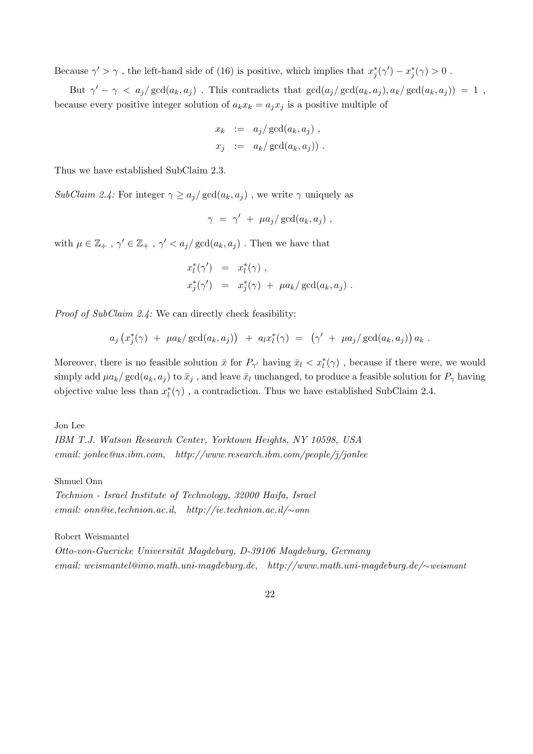Because $\gamma' > \gamma$ , the left-hand side of (16) is positive, which implies that $x_j^*(\gamma') - x_j^*(\gamma) > 0$ .

But $\gamma' - \gamma < a_j/\gcd(a_k, a_j)$ . This contradicts that $\gcd(a_j/\gcd(a_k, a_j), a_k/\gcd(a_k, a_j)) = 1$ , because every positive integer solution of $a_k x_k = a_j x_j$ is a positive multiple of

$$
\begin{aligned}
x_k &:= a_j/\gcd(a_k, a_j) \ , \\
x_j &:= a_k/\gcd(a_k, a_j)) \ .
\end{aligned}
$$

Thus we have established SubClaim 2.3.

*SubClaim 2.4:* For integer $\gamma \geq a_j/\gcd(a_k, a_j)$ , we write $\gamma$ uniquely as

$$
\gamma \ = \ \gamma' \ + \ \mu a_j/\gcd(a_k, a_j) \ ,
$$

with $\mu \in \mathbb{Z}_+$ , $\gamma' \in \mathbb{Z}_+$ , $\gamma' < a_j/\gcd(a_k, a_j)$ . Then we have that

$$
\begin{aligned}
x_l^*(\gamma') &= x_l^*(\gamma) \ , \\
x_j^*(\gamma') &= x_j^*(\gamma) \ + \ \mu a_k/\gcd(a_k, a_j) \ .
\end{aligned}
$$

*Proof of SubClaim 2.4:* We can directly check feasibility:

$$
a_j \left( x_j^*(\gamma) \ + \ \mu a_k/\gcd(a_k, a_j) \right) \ + \ a_l x_l^*(\gamma) \ = \ \left( \gamma' \ + \ \mu a_j/\gcd(a_k, a_j) \right) a_k \ .
$$

Moreover, there is no feasible solution $\bar{x}$ for $P_{\gamma'}$ having $\bar{x}_l < x_l^*(\gamma)$ , because if there were, we would simply add $\mu a_k/\gcd(a_k, a_j)$ to $\bar{x}_j$ , and leave $\bar{x}_l$ unchanged, to produce a feasible solution for $P_\gamma$ having objective value less than $x_l^*(\gamma)$ , a contradiction. Thus we have established SubClaim 2.4.

Jon Lee
*IBM T.J. Watson Research Center, Yorktown Heights, NY 10598, USA*
*email: jonlee@us.ibm.com, http://www.research.ibm.com/people/j/jonlee*

Shmuel Onn
*Technion - Israel Institute of Technology, 32000 Haifa, Israel*
*email: onn@ie.technion.ac.il, http://ie.technion.ac.il/∼onn*

Robert Weismantel
*Otto-von-Guericke Universität Magdeburg, D-39106 Magdeburg, Germany*
*email: weismantel@imo.math.uni-magdeburg.de, http://www.math.uni-magdeburg.de/∼weismant*